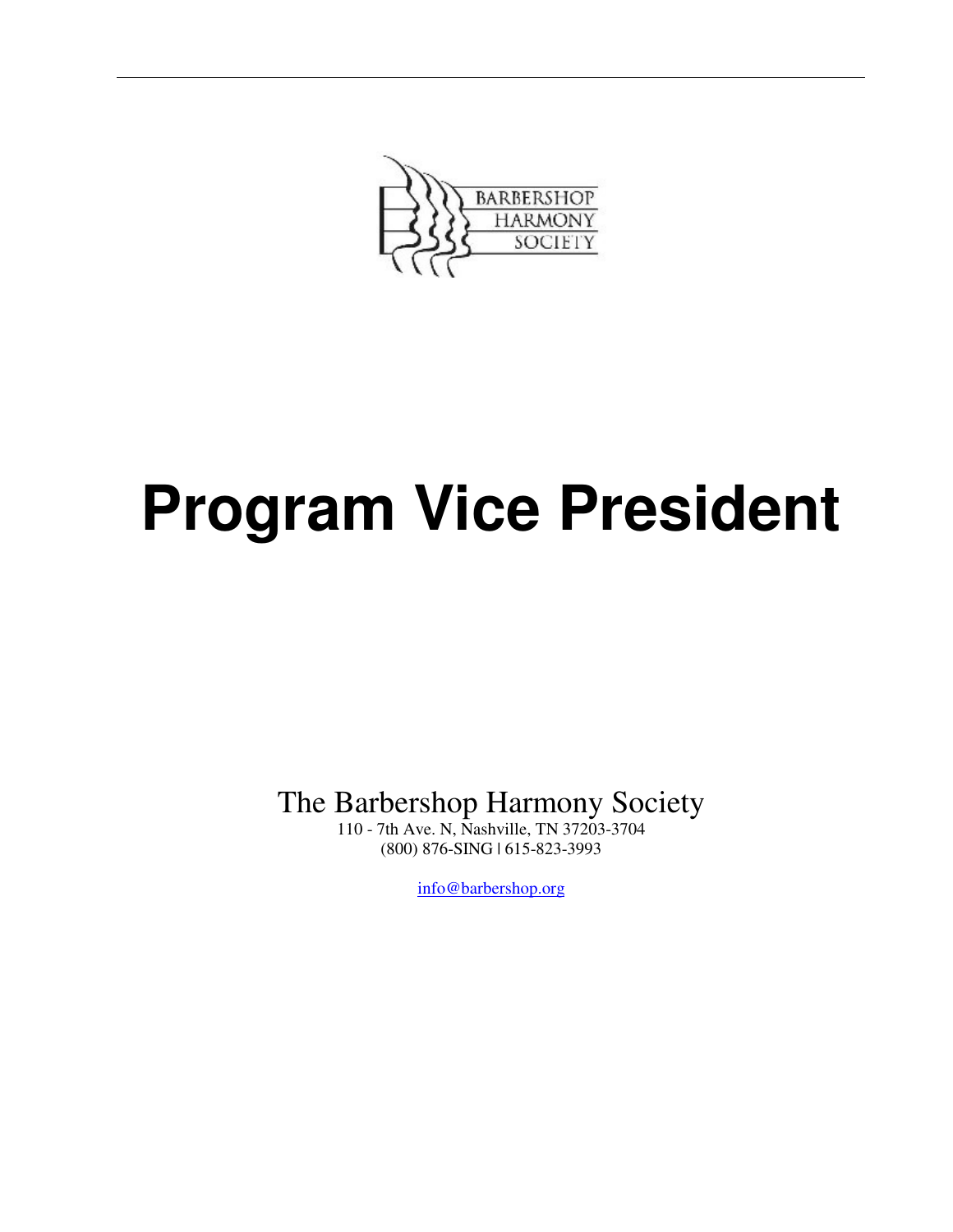BARBERSHOP HARMONY SOCIETY

# Program Vice President

The Barbershop Harmony Society

110 - 7th Ave. N, Nashville, TN 37203-3704

(800) 876-SING | 615-823-3993

info@barbershop.org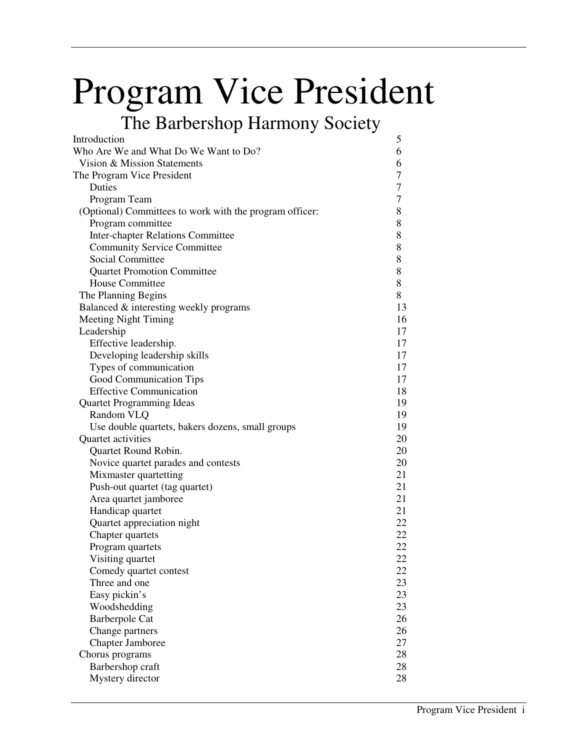# Program Vice President

## The Barbershop Harmony Society

| | |
|---|---|
| Introduction | 5 |
| Who Are We and What Do We Want to Do? | 6 |
| Vision & Mission Statements | 6 |
| The Program Vice President | 7 |
| Duties | 7 |
| Program Team | 7 |
| (Optional) Committees to work with the program officer: | 8 |
| Program committee | 8 |
| Inter-chapter Relations Committee | 8 |
| Community Service Committee | 8 |
| Social Committee | 8 |
| Quartet Promotion Committee | 8 |
| House Committee | 8 |
| The Planning Begins | 8 |
| Balanced & interesting weekly programs | 13 |
| Meeting Night Timing | 16 |
| Leadership | 17 |
| Effective leadership. | 17 |
| Developing leadership skills | 17 |
| Types of communication | 17 |
| Good Communication Tips | 17 |
| Effective Communication | 18 |
| Quartet Programming Ideas | 19 |
| Random VLQ | 19 |
| Use double quartets, bakers dozens, small groups | 19 |
| Quartet activities | 20 |
| Quartet Round Robin. | 20 |
| Novice quartet parades and contests | 20 |
| Mixmaster quartetting | 21 |
| Push-out quartet (tag quartet) | 21 |
| Area quartet jamboree | 21 |
| Handicap quartet | 21 |
| Quartet appreciation night | 22 |
| Chapter quartets | 22 |
| Program quartets | 22 |
| Visiting quartet | 22 |
| Comedy quartet contest | 22 |
| Three and one | 23 |
| Easy pickin's | 23 |
| Woodshedding | 23 |
| Barberpole Cat | 26 |
| Change partners | 26 |
| Chapter Jamboree | 27 |
| Chorus programs | 28 |
| Barbershop craft | 28 |
| Mystery director | 28 |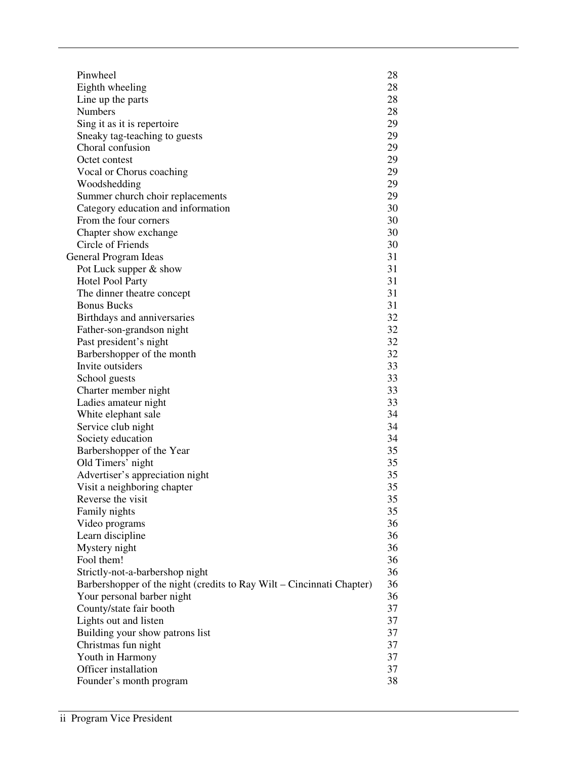| | |
|---|---|
| Pinwheel | 28 |
| Eighth wheeling | 28 |
| Line up the parts | 28 |
| Numbers | 28 |
| Sing it as it is repertoire | 29 |
| Sneaky tag-teaching to guests | 29 |
| Choral confusion | 29 |
| Octet contest | 29 |
| Vocal or Chorus coaching | 29 |
| Woodshedding | 29 |
| Summer church choir replacements | 29 |
| Category education and information | 30 |
| From the four corners | 30 |
| Chapter show exchange | 30 |
| Circle of Friends | 30 |
| General Program Ideas | 31 |
| Pot Luck supper & show | 31 |
| Hotel Pool Party | 31 |
| The dinner theatre concept | 31 |
| Bonus Bucks | 31 |
| Birthdays and anniversaries | 32 |
| Father-son-grandson night | 32 |
| Past president's night | 32 |
| Barbershopper of the month | 32 |
| Invite outsiders | 33 |
| School guests | 33 |
| Charter member night | 33 |
| Ladies amateur night | 33 |
| White elephant sale | 34 |
| Service club night | 34 |
| Society education | 34 |
| Barbershopper of the Year | 35 |
| Old Timers' night | 35 |
| Advertiser's appreciation night | 35 |
| Visit a neighboring chapter | 35 |
| Reverse the visit | 35 |
| Family nights | 35 |
| Video programs | 36 |
| Learn discipline | 36 |
| Mystery night | 36 |
| Fool them! | 36 |
| Strictly-not-a-barbershop night | 36 |
| Barbershopper of the night (credits to Ray Wilt – Cincinnati Chapter) | 36 |
| Your personal barber night | 36 |
| County/state fair booth | 37 |
| Lights out and listen | 37 |
| Building your show patrons list | 37 |
| Christmas fun night | 37 |
| Youth in Harmony | 37 |
| Officer installation | 37 |
| Founder's month program | 38 |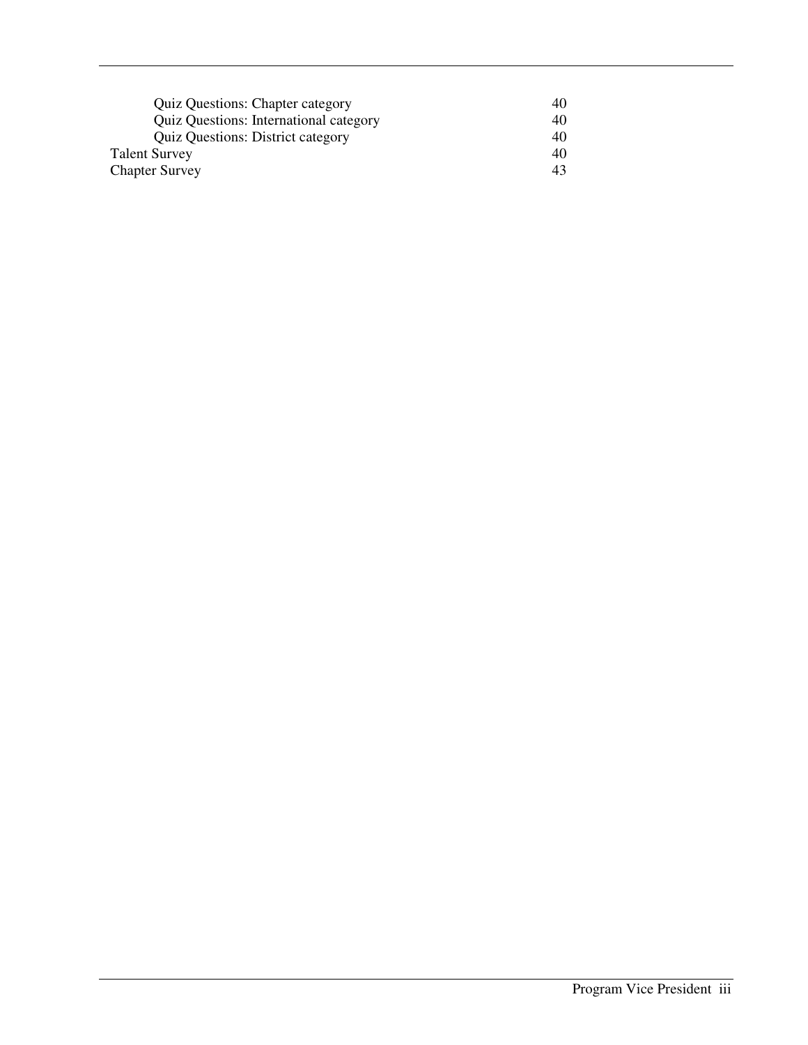| | |
|---|---|
| Quiz Questions: Chapter category | 40 |
| Quiz Questions: International category | 40 |
| Quiz Questions: District category | 40 |
| Talent Survey | 40 |
| Chapter Survey | 43 |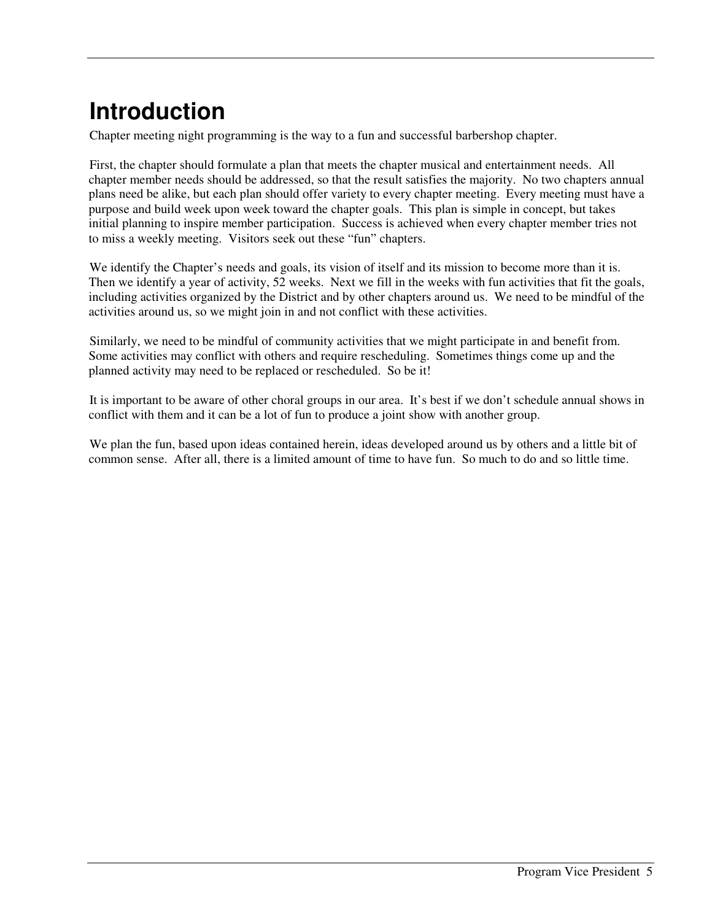# Introduction

Chapter meeting night programming is the way to a fun and successful barbershop chapter.

First, the chapter should formulate a plan that meets the chapter musical and entertainment needs. All chapter member needs should be addressed, so that the result satisfies the majority. No two chapters annual plans need be alike, but each plan should offer variety to every chapter meeting. Every meeting must have a purpose and build week upon week toward the chapter goals. This plan is simple in concept, but takes initial planning to inspire member participation. Success is achieved when every chapter member tries not to miss a weekly meeting. Visitors seek out these "fun" chapters.

We identify the Chapter's needs and goals, its vision of itself and its mission to become more than it is. Then we identify a year of activity, 52 weeks. Next we fill in the weeks with fun activities that fit the goals, including activities organized by the District and by other chapters around us. We need to be mindful of the activities around us, so we might join in and not conflict with these activities.

Similarly, we need to be mindful of community activities that we might participate in and benefit from. Some activities may conflict with others and require rescheduling. Sometimes things come up and the planned activity may need to be replaced or rescheduled. So be it!

It is important to be aware of other choral groups in our area. It's best if we don't schedule annual shows in conflict with them and it can be a lot of fun to produce a joint show with another group.

We plan the fun, based upon ideas contained herein, ideas developed around us by others and a little bit of common sense. After all, there is a limited amount of time to have fun. So much to do and so little time.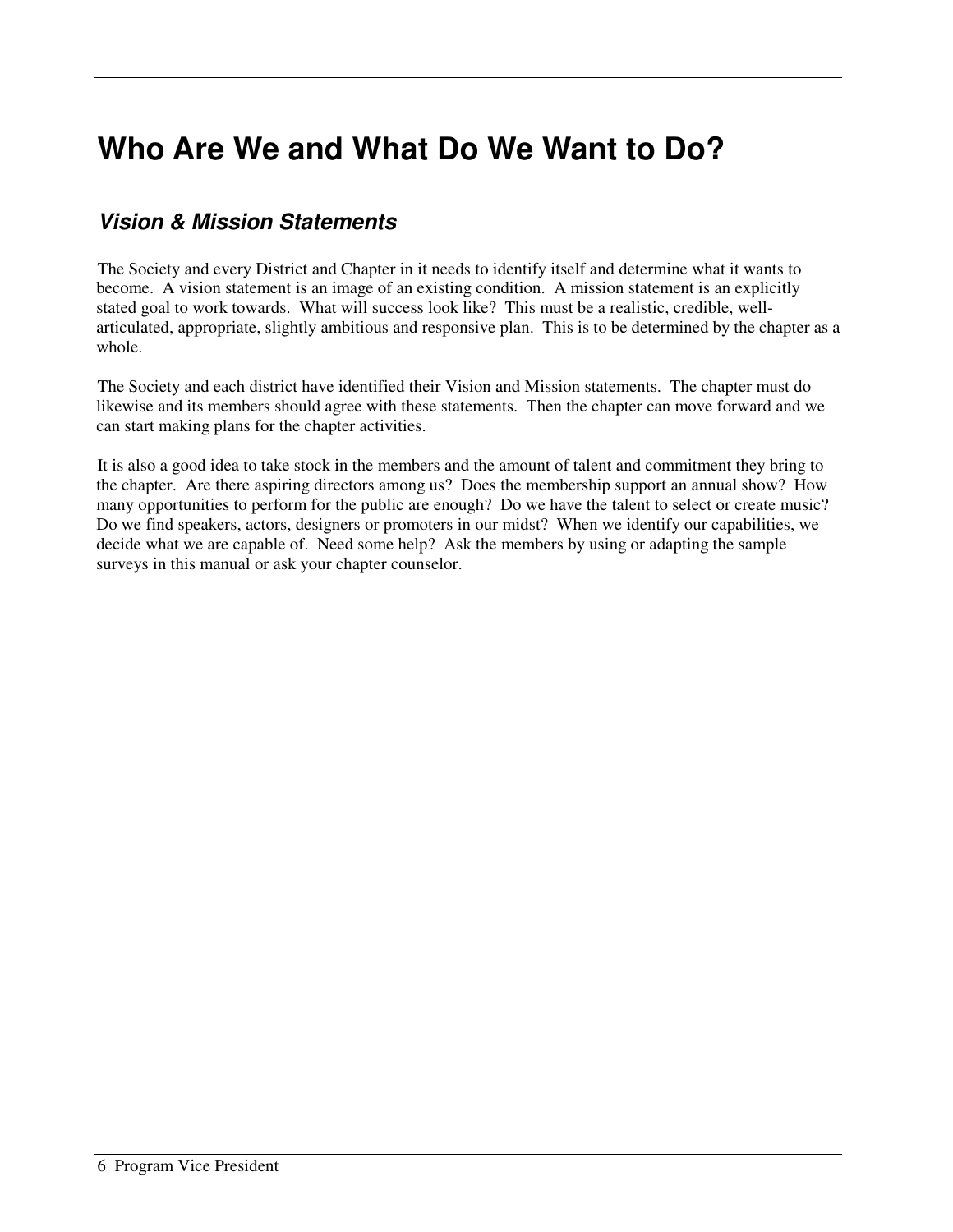# Who Are We and What Do We Want to Do?

## *Vision & Mission Statements*

The Society and every District and Chapter in it needs to identify itself and determine what it wants to become. A vision statement is an image of an existing condition. A mission statement is an explicitly stated goal to work towards. What will success look like? This must be a realistic, credible, well-articulated, appropriate, slightly ambitious and responsive plan. This is to be determined by the chapter as a whole.

The Society and each district have identified their Vision and Mission statements. The chapter must do likewise and its members should agree with these statements. Then the chapter can move forward and we can start making plans for the chapter activities.

It is also a good idea to take stock in the members and the amount of talent and commitment they bring to the chapter. Are there aspiring directors among us? Does the membership support an annual show? How many opportunities to perform for the public are enough? Do we have the talent to select or create music? Do we find speakers, actors, designers or promoters in our midst? When we identify our capabilities, we decide what we are capable of. Need some help? Ask the members by using or adapting the sample surveys in this manual or ask your chapter counselor.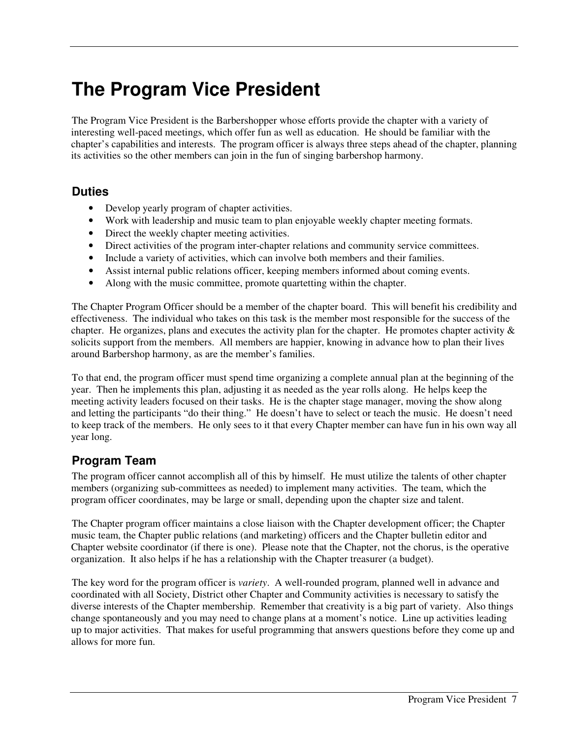# The Program Vice President

The Program Vice President is the Barbershopper whose efforts provide the chapter with a variety of interesting well-paced meetings, which offer fun as well as education. He should be familiar with the chapter's capabilities and interests. The program officer is always three steps ahead of the chapter, planning its activities so the other members can join in the fun of singing barbershop harmony.

## Duties

- Develop yearly program of chapter activities.
- Work with leadership and music team to plan enjoyable weekly chapter meeting formats.
- Direct the weekly chapter meeting activities.
- Direct activities of the program inter-chapter relations and community service committees.
- Include a variety of activities, which can involve both members and their families.
- Assist internal public relations officer, keeping members informed about coming events.
- Along with the music committee, promote quartetting within the chapter.

The Chapter Program Officer should be a member of the chapter board. This will benefit his credibility and effectiveness. The individual who takes on this task is the member most responsible for the success of the chapter. He organizes, plans and executes the activity plan for the chapter. He promotes chapter activity & solicits support from the members. All members are happier, knowing in advance how to plan their lives around Barbershop harmony, as are the member's families.

To that end, the program officer must spend time organizing a complete annual plan at the beginning of the year. Then he implements this plan, adjusting it as needed as the year rolls along. He helps keep the meeting activity leaders focused on their tasks. He is the chapter stage manager, moving the show along and letting the participants "do their thing." He doesn't have to select or teach the music. He doesn't need to keep track of the members. He only sees to it that every Chapter member can have fun in his own way all year long.

## Program Team

The program officer cannot accomplish all of this by himself. He must utilize the talents of other chapter members (organizing sub-committees as needed) to implement many activities. The team, which the program officer coordinates, may be large or small, depending upon the chapter size and talent.

The Chapter program officer maintains a close liaison with the Chapter development officer; the Chapter music team, the Chapter public relations (and marketing) officers and the Chapter bulletin editor and Chapter website coordinator (if there is one). Please note that the Chapter, not the chorus, is the operative organization. It also helps if he has a relationship with the Chapter treasurer (a budget).

The key word for the program officer is *variety*. A well-rounded program, planned well in advance and coordinated with all Society, District other Chapter and Community activities is necessary to satisfy the diverse interests of the Chapter membership. Remember that creativity is a big part of variety. Also things change spontaneously and you may need to change plans at a moment's notice. Line up activities leading up to major activities. That makes for useful programming that answers questions before they come up and allows for more fun.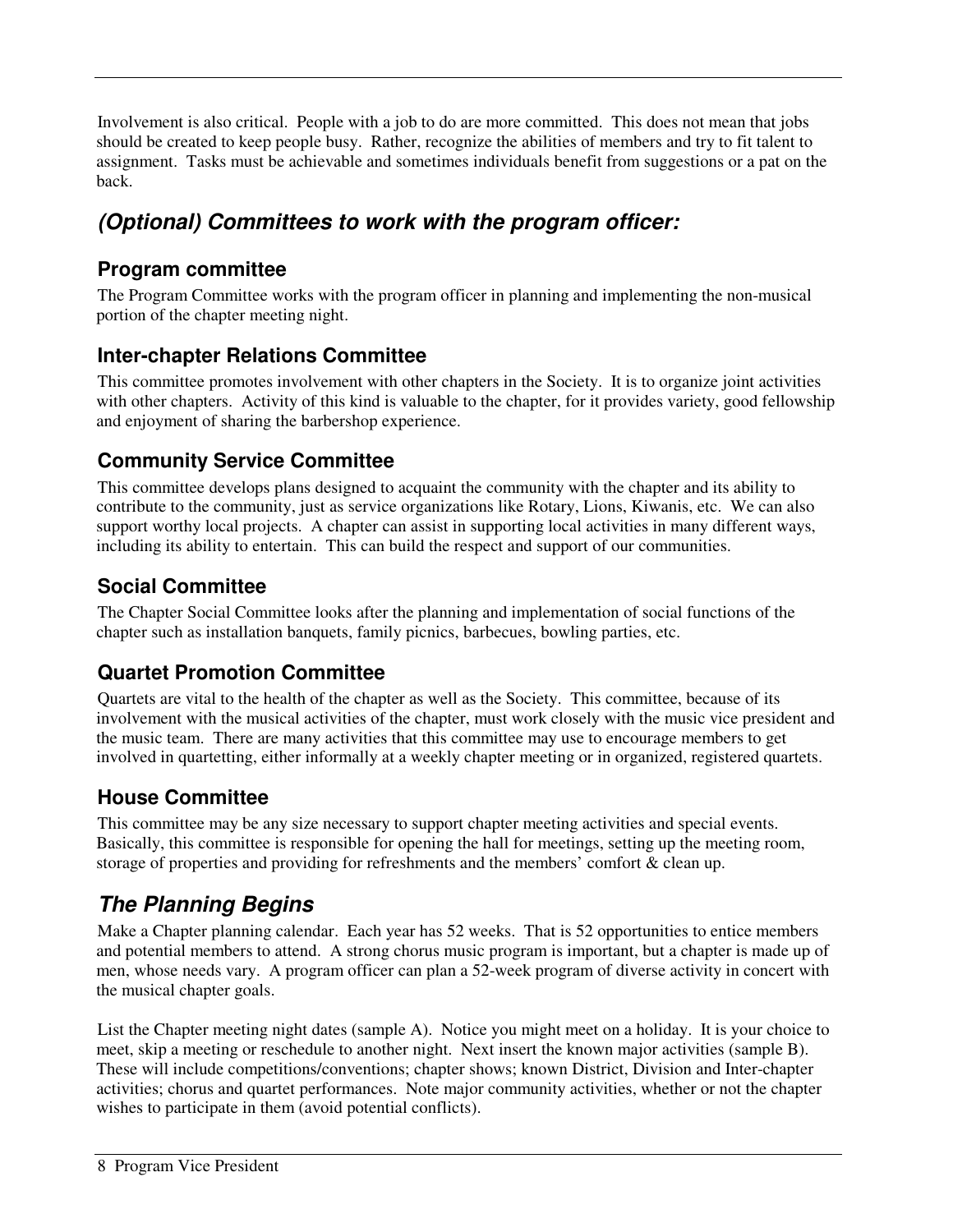Involvement is also critical. People with a job to do are more committed. This does not mean that jobs should be created to keep people busy. Rather, recognize the abilities of members and try to fit talent to assignment. Tasks must be achievable and sometimes individuals benefit from suggestions or a pat on the back.

## *(Optional) Committees to work with the program officer:*

### Program committee

The Program Committee works with the program officer in planning and implementing the non-musical portion of the chapter meeting night.

### Inter-chapter Relations Committee

This committee promotes involvement with other chapters in the Society. It is to organize joint activities with other chapters. Activity of this kind is valuable to the chapter, for it provides variety, good fellowship and enjoyment of sharing the barbershop experience.

### Community Service Committee

This committee develops plans designed to acquaint the community with the chapter and its ability to contribute to the community, just as service organizations like Rotary, Lions, Kiwanis, etc. We can also support worthy local projects. A chapter can assist in supporting local activities in many different ways, including its ability to entertain. This can build the respect and support of our communities.

### Social Committee

The Chapter Social Committee looks after the planning and implementation of social functions of the chapter such as installation banquets, family picnics, barbecues, bowling parties, etc.

### Quartet Promotion Committee

Quartets are vital to the health of the chapter as well as the Society. This committee, because of its involvement with the musical activities of the chapter, must work closely with the music vice president and the music team. There are many activities that this committee may use to encourage members to get involved in quartetting, either informally at a weekly chapter meeting or in organized, registered quartets.

### House Committee

This committee may be any size necessary to support chapter meeting activities and special events. Basically, this committee is responsible for opening the hall for meetings, setting up the meeting room, storage of properties and providing for refreshments and the members' comfort & clean up.

## *The Planning Begins*

Make a Chapter planning calendar. Each year has 52 weeks. That is 52 opportunities to entice members and potential members to attend. A strong chorus music program is important, but a chapter is made up of men, whose needs vary. A program officer can plan a 52-week program of diverse activity in concert with the musical chapter goals.

List the Chapter meeting night dates (sample A). Notice you might meet on a holiday. It is your choice to meet, skip a meeting or reschedule to another night. Next insert the known major activities (sample B). These will include competitions/conventions; chapter shows; known District, Division and Inter-chapter activities; chorus and quartet performances. Note major community activities, whether or not the chapter wishes to participate in them (avoid potential conflicts).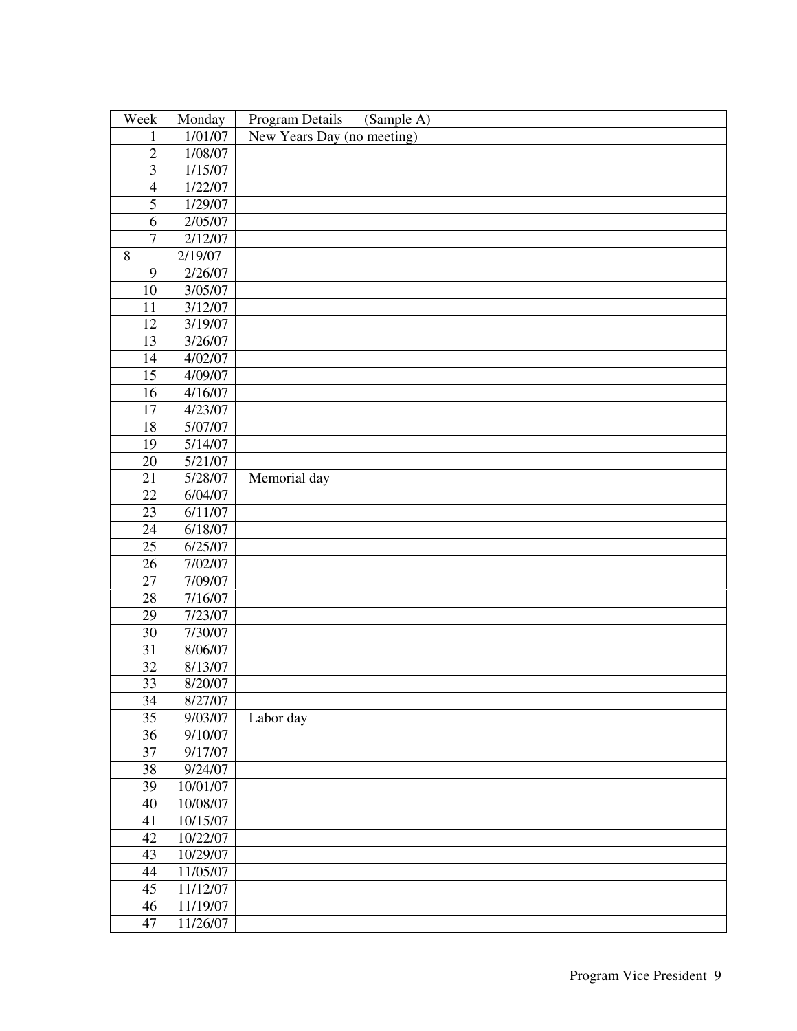| Week | Monday | Program Details (Sample A) |
|---|---|---|
| 1 | 1/01/07 | New Years Day (no meeting) |
| 2 | 1/08/07 | |
| 3 | 1/15/07 | |
| 4 | 1/22/07 | |
| 5 | 1/29/07 | |
| 6 | 2/05/07 | |
| 7 | 2/12/07 | |
| 8 | 2/19/07 | |
| 9 | 2/26/07 | |
| 10 | 3/05/07 | |
| 11 | 3/12/07 | |
| 12 | 3/19/07 | |
| 13 | 3/26/07 | |
| 14 | 4/02/07 | |
| 15 | 4/09/07 | |
| 16 | 4/16/07 | |
| 17 | 4/23/07 | |
| 18 | 5/07/07 | |
| 19 | 5/14/07 | |
| 20 | 5/21/07 | |
| 21 | 5/28/07 | Memorial day |
| 22 | 6/04/07 | |
| 23 | 6/11/07 | |
| 24 | 6/18/07 | |
| 25 | 6/25/07 | |
| 26 | 7/02/07 | |
| 27 | 7/09/07 | |
| 28 | 7/16/07 | |
| 29 | 7/23/07 | |
| 30 | 7/30/07 | |
| 31 | 8/06/07 | |
| 32 | 8/13/07 | |
| 33 | 8/20/07 | |
| 34 | 8/27/07 | |
| 35 | 9/03/07 | Labor day |
| 36 | 9/10/07 | |
| 37 | 9/17/07 | |
| 38 | 9/24/07 | |
| 39 | 10/01/07 | |
| 40 | 10/08/07 | |
| 41 | 10/15/07 | |
| 42 | 10/22/07 | |
| 43 | 10/29/07 | |
| 44 | 11/05/07 | |
| 45 | 11/12/07 | |
| 46 | 11/19/07 | |
| 47 | 11/26/07 | |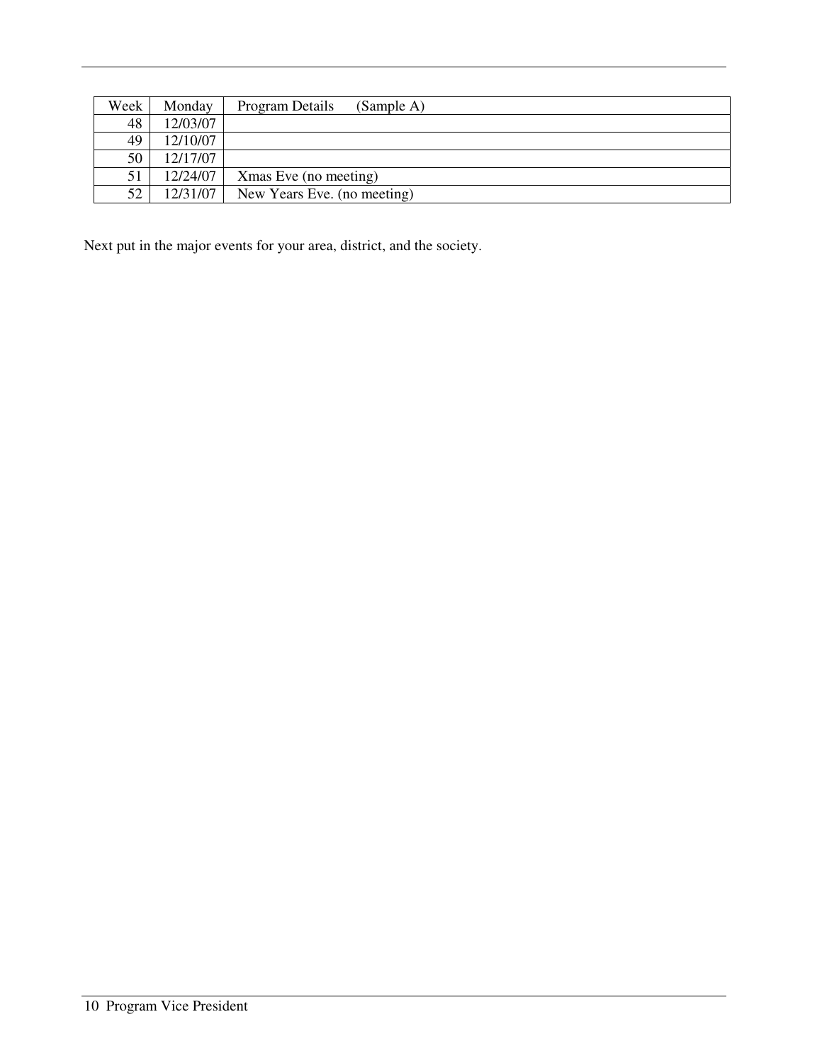| Week | Monday | Program Details (Sample A) |
|---|---|---|
| 48 | 12/03/07 | |
| 49 | 12/10/07 | |
| 50 | 12/17/07 | |
| 51 | 12/24/07 | Xmas Eve (no meeting) |
| 52 | 12/31/07 | New Years Eve. (no meeting) |

Next put in the major events for your area, district, and the society.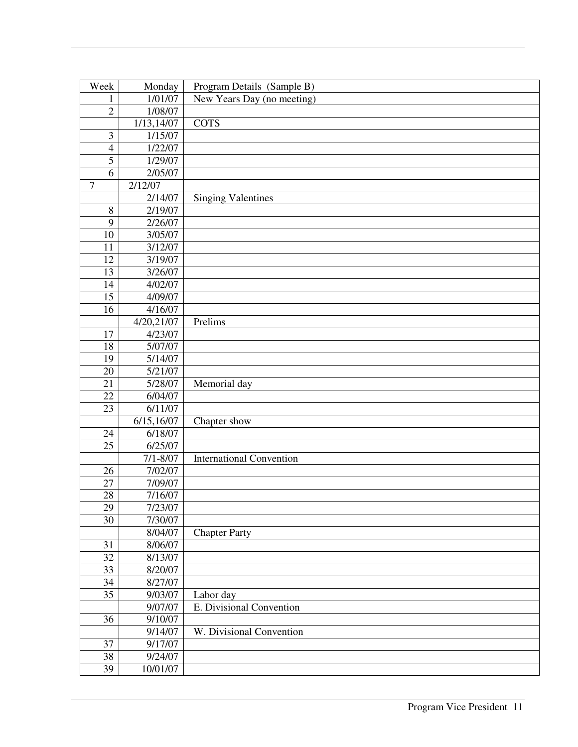| Week | Monday | Program Details (Sample B) |
|---|---|---|
| 1 | 1/01/07 | New Years Day (no meeting) |
| 2 | 1/08/07 | |
| | 1/13,14/07 | COTS |
| 3 | 1/15/07 | |
| 4 | 1/22/07 | |
| 5 | 1/29/07 | |
| 6 | 2/05/07 | |
| 7 | 2/12/07 | |
| | 2/14/07 | Singing Valentines |
| 8 | 2/19/07 | |
| 9 | 2/26/07 | |
| 10 | 3/05/07 | |
| 11 | 3/12/07 | |
| 12 | 3/19/07 | |
| 13 | 3/26/07 | |
| 14 | 4/02/07 | |
| 15 | 4/09/07 | |
| 16 | 4/16/07 | |
| | 4/20,21/07 | Prelims |
| 17 | 4/23/07 | |
| 18 | 5/07/07 | |
| 19 | 5/14/07 | |
| 20 | 5/21/07 | |
| 21 | 5/28/07 | Memorial day |
| 22 | 6/04/07 | |
| 23 | 6/11/07 | |
| | 6/15,16/07 | Chapter show |
| 24 | 6/18/07 | |
| 25 | 6/25/07 | |
| | 7/1-8/07 | International Convention |
| 26 | 7/02/07 | |
| 27 | 7/09/07 | |
| 28 | 7/16/07 | |
| 29 | 7/23/07 | |
| 30 | 7/30/07 | |
| | 8/04/07 | Chapter Party |
| 31 | 8/06/07 | |
| 32 | 8/13/07 | |
| 33 | 8/20/07 | |
| 34 | 8/27/07 | |
| 35 | 9/03/07 | Labor day |
| | 9/07/07 | E. Divisional Convention |
| 36 | 9/10/07 | |
| | 9/14/07 | W. Divisional Convention |
| 37 | 9/17/07 | |
| 38 | 9/24/07 | |
| 39 | 10/01/07 | |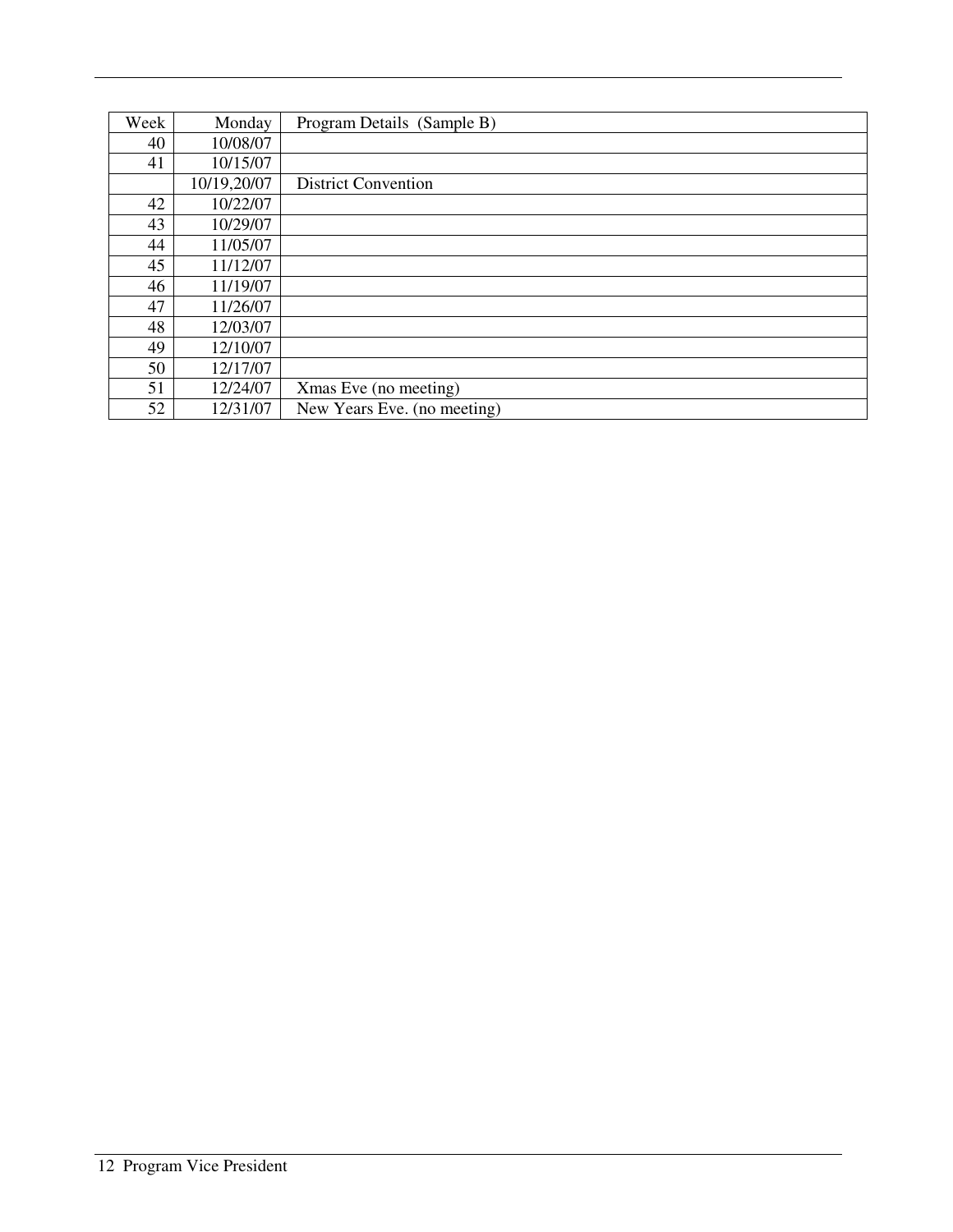| Week | Monday | Program Details  (Sample B) |
|---|---|---|
| 40 | 10/08/07 | |
| 41 | 10/15/07 | |
| | 10/19,20/07 | District Convention |
| 42 | 10/22/07 | |
| 43 | 10/29/07 | |
| 44 | 11/05/07 | |
| 45 | 11/12/07 | |
| 46 | 11/19/07 | |
| 47 | 11/26/07 | |
| 48 | 12/03/07 | |
| 49 | 12/10/07 | |
| 50 | 12/17/07 | |
| 51 | 12/24/07 | Xmas Eve (no meeting) |
| 52 | 12/31/07 | New Years Eve. (no meeting) |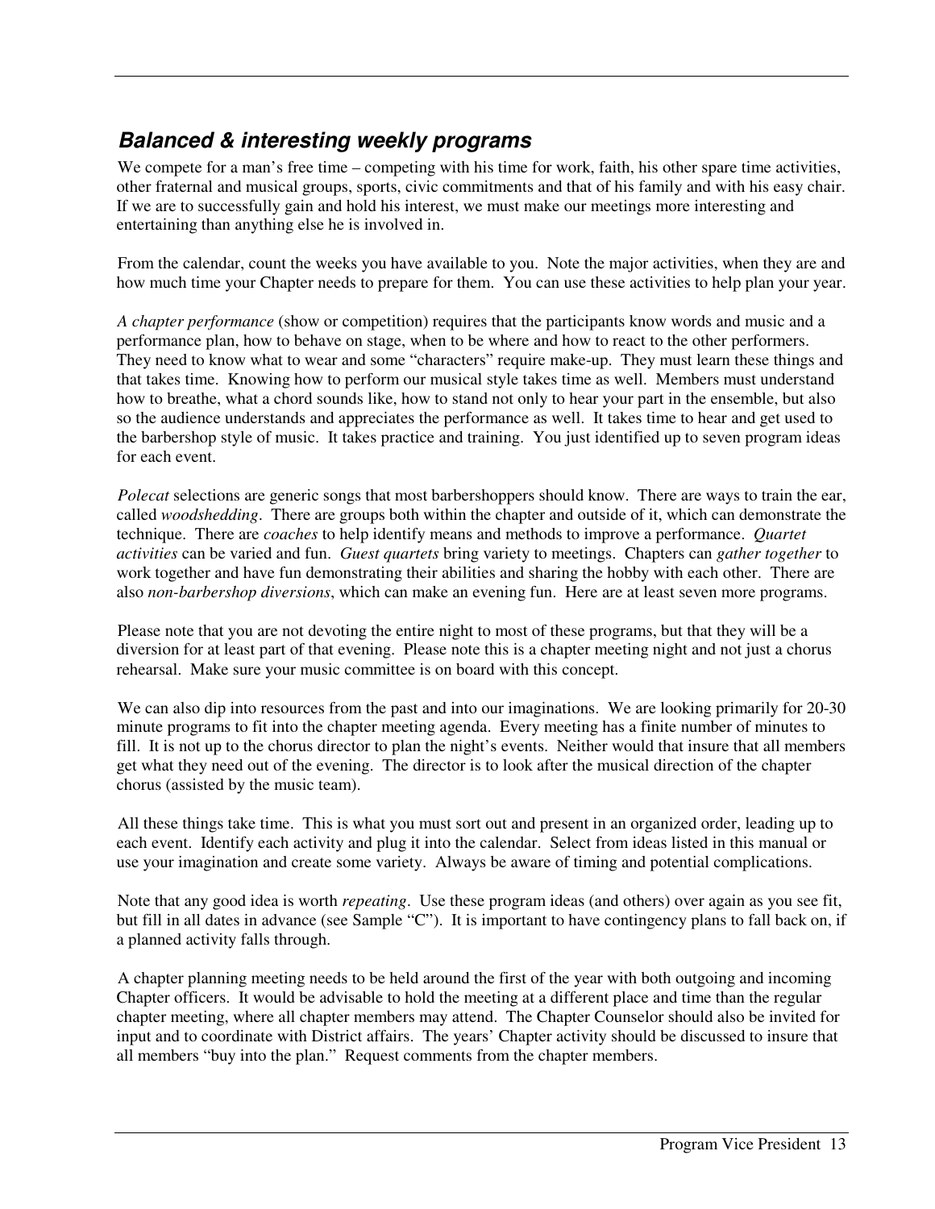## *Balanced & interesting weekly programs*

We compete for a man's free time – competing with his time for work, faith, his other spare time activities, other fraternal and musical groups, sports, civic commitments and that of his family and with his easy chair. If we are to successfully gain and hold his interest, we must make our meetings more interesting and entertaining than anything else he is involved in.

From the calendar, count the weeks you have available to you. Note the major activities, when they are and how much time your Chapter needs to prepare for them. You can use these activities to help plan your year.

*A chapter performance* (show or competition) requires that the participants know words and music and a performance plan, how to behave on stage, when to be where and how to react to the other performers. They need to know what to wear and some "characters" require make-up. They must learn these things and that takes time. Knowing how to perform our musical style takes time as well. Members must understand how to breathe, what a chord sounds like, how to stand not only to hear your part in the ensemble, but also so the audience understands and appreciates the performance as well. It takes time to hear and get used to the barbershop style of music. It takes practice and training. You just identified up to seven program ideas for each event.

*Polecat* selections are generic songs that most barbershoppers should know. There are ways to train the ear, called *woodshedding*. There are groups both within the chapter and outside of it, which can demonstrate the technique. There are *coaches* to help identify means and methods to improve a performance. *Quartet activities* can be varied and fun. *Guest quartets* bring variety to meetings. Chapters can *gather together* to work together and have fun demonstrating their abilities and sharing the hobby with each other. There are also *non-barbershop diversions*, which can make an evening fun. Here are at least seven more programs.

Please note that you are not devoting the entire night to most of these programs, but that they will be a diversion for at least part of that evening. Please note this is a chapter meeting night and not just a chorus rehearsal. Make sure your music committee is on board with this concept.

We can also dip into resources from the past and into our imaginations. We are looking primarily for 20-30 minute programs to fit into the chapter meeting agenda. Every meeting has a finite number of minutes to fill. It is not up to the chorus director to plan the night's events. Neither would that insure that all members get what they need out of the evening. The director is to look after the musical direction of the chapter chorus (assisted by the music team).

All these things take time. This is what you must sort out and present in an organized order, leading up to each event. Identify each activity and plug it into the calendar. Select from ideas listed in this manual or use your imagination and create some variety. Always be aware of timing and potential complications.

Note that any good idea is worth *repeating*. Use these program ideas (and others) over again as you see fit, but fill in all dates in advance (see Sample "C"). It is important to have contingency plans to fall back on, if a planned activity falls through.

A chapter planning meeting needs to be held around the first of the year with both outgoing and incoming Chapter officers. It would be advisable to hold the meeting at a different place and time than the regular chapter meeting, where all chapter members may attend. The Chapter Counselor should also be invited for input and to coordinate with District affairs. The years' Chapter activity should be discussed to insure that all members "buy into the plan." Request comments from the chapter members.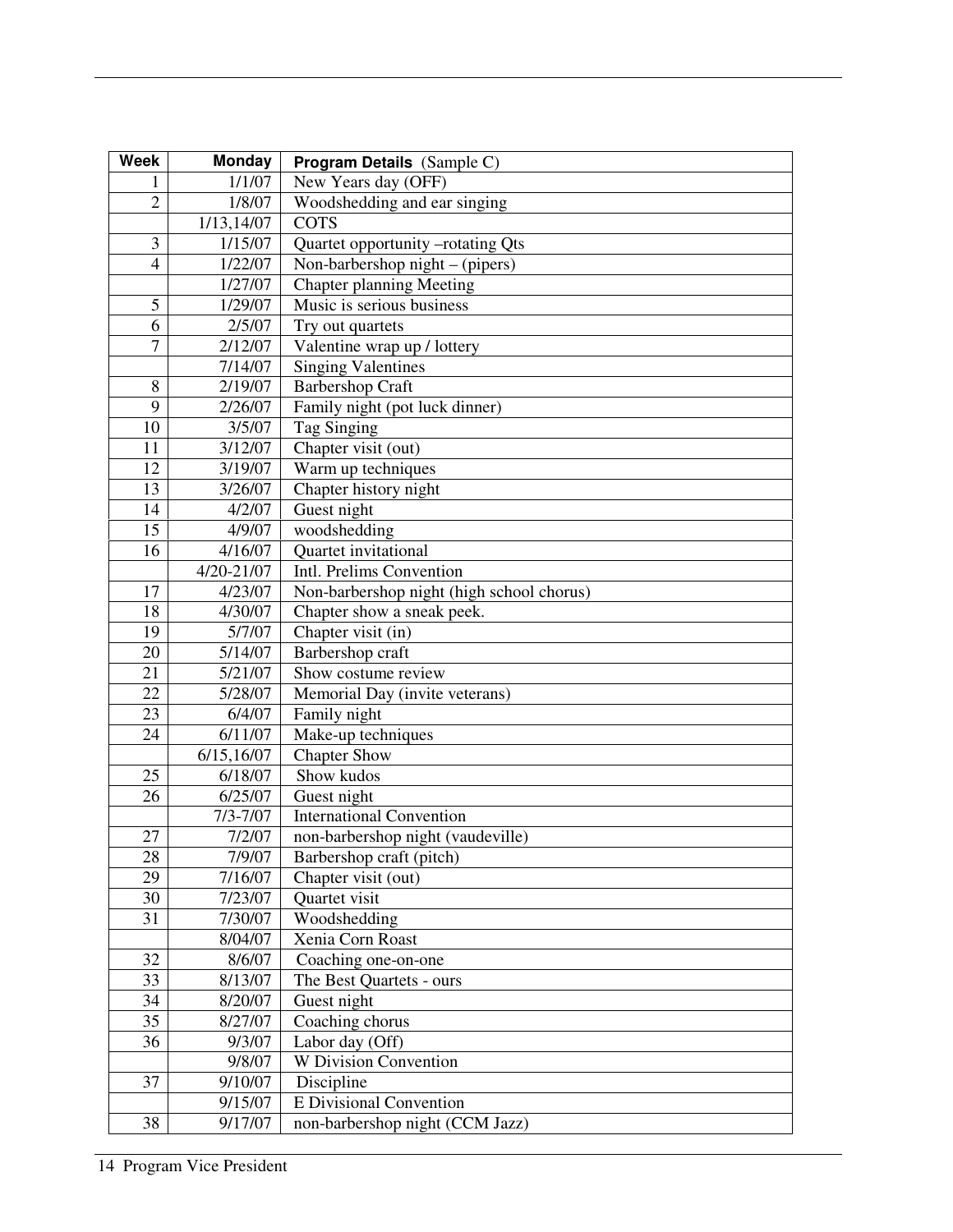| Week | Monday | Program Details (Sample C) |
|---|---|---|
| 1 | 1/1/07 | New Years day (OFF) |
| 2 | 1/8/07 | Woodshedding and ear singing |
| | 1/13,14/07 | COTS |
| 3 | 1/15/07 | Quartet opportunity –rotating Qts |
| 4 | 1/22/07 | Non-barbershop night – (pipers) |
| | 1/27/07 | Chapter planning Meeting |
| 5 | 1/29/07 | Music is serious business |
| 6 | 2/5/07 | Try out quartets |
| 7 | 2/12/07 | Valentine wrap up / lottery |
| | 7/14/07 | Singing Valentines |
| 8 | 2/19/07 | Barbershop Craft |
| 9 | 2/26/07 | Family night (pot luck dinner) |
| 10 | 3/5/07 | Tag Singing |
| 11 | 3/12/07 | Chapter visit (out) |
| 12 | 3/19/07 | Warm up techniques |
| 13 | 3/26/07 | Chapter history night |
| 14 | 4/2/07 | Guest night |
| 15 | 4/9/07 | woodshedding |
| 16 | 4/16/07 | Quartet invitational |
| | 4/20-21/07 | Intl. Prelims Convention |
| 17 | 4/23/07 | Non-barbershop night (high school chorus) |
| 18 | 4/30/07 | Chapter show a sneak peek. |
| 19 | 5/7/07 | Chapter visit (in) |
| 20 | 5/14/07 | Barbershop craft |
| 21 | 5/21/07 | Show costume review |
| 22 | 5/28/07 | Memorial Day (invite veterans) |
| 23 | 6/4/07 | Family night |
| 24 | 6/11/07 | Make-up techniques |
| | 6/15,16/07 | Chapter Show |
| 25 | 6/18/07 | Show kudos |
| 26 | 6/25/07 | Guest night |
| | 7/3-7/07 | International Convention |
| 27 | 7/2/07 | non-barbershop night (vaudeville) |
| 28 | 7/9/07 | Barbershop craft (pitch) |
| 29 | 7/16/07 | Chapter visit (out) |
| 30 | 7/23/07 | Quartet visit |
| 31 | 7/30/07 | Woodshedding |
| | 8/04/07 | Xenia Corn Roast |
| 32 | 8/6/07 | Coaching one-on-one |
| 33 | 8/13/07 | The Best Quartets - ours |
| 34 | 8/20/07 | Guest night |
| 35 | 8/27/07 | Coaching chorus |
| 36 | 9/3/07 | Labor day (Off) |
| | 9/8/07 | W Division Convention |
| 37 | 9/10/07 | Discipline |
| | 9/15/07 | E Divisional Convention |
| 38 | 9/17/07 | non-barbershop night (CCM Jazz) |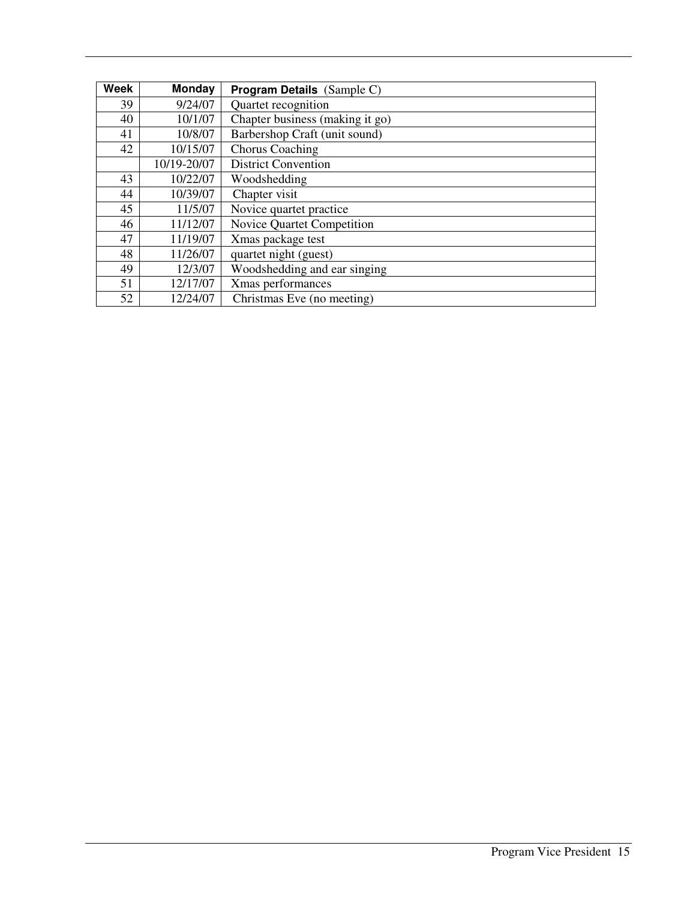| Week | Monday | Program Details (Sample C) |
|---|---|---|
| 39 | 9/24/07 | Quartet recognition |
| 40 | 10/1/07 | Chapter business (making it go) |
| 41 | 10/8/07 | Barbershop Craft (unit sound) |
| 42 | 10/15/07 | Chorus Coaching |
| | 10/19-20/07 | District Convention |
| 43 | 10/22/07 | Woodshedding |
| 44 | 10/39/07 | Chapter visit |
| 45 | 11/5/07 | Novice quartet practice |
| 46 | 11/12/07 | Novice Quartet Competition |
| 47 | 11/19/07 | Xmas package test |
| 48 | 11/26/07 | quartet night (guest) |
| 49 | 12/3/07 | Woodshedding and ear singing |
| 51 | 12/17/07 | Xmas performances |
| 52 | 12/24/07 | Christmas Eve (no meeting) |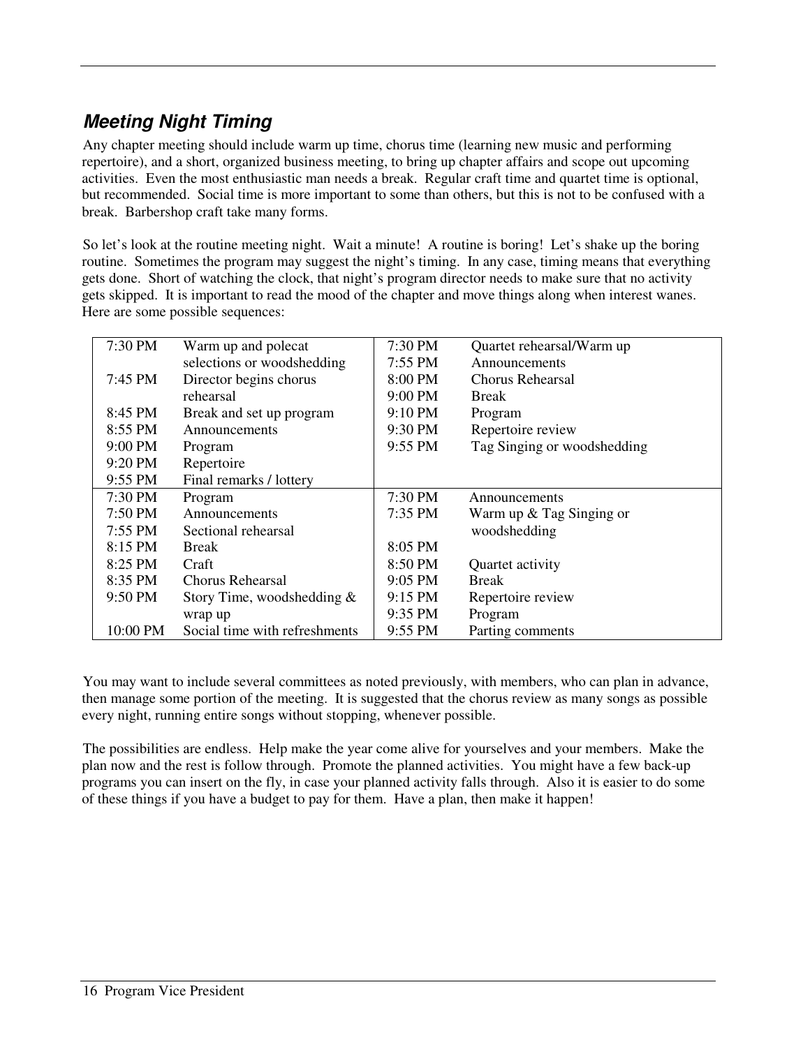## *Meeting Night Timing*

Any chapter meeting should include warm up time, chorus time (learning new music and performing repertoire), and a short, organized business meeting, to bring up chapter affairs and scope out upcoming activities. Even the most enthusiastic man needs a break. Regular craft time and quartet time is optional, but recommended. Social time is more important to some than others, but this is not to be confused with a break. Barbershop craft take many forms.

So let's look at the routine meeting night. Wait a minute! A routine is boring! Let's shake up the boring routine. Sometimes the program may suggest the night's timing. In any case, timing means that everything gets done. Short of watching the clock, that night's program director needs to make sure that no activity gets skipped. It is important to read the mood of the chapter and move things along when interest wanes. Here are some possible sequences:

| | | | |
|---|---|---|---|
| 7:30 PM | Warm up and polecat selections or woodshedding | 7:30 PM | Quartet rehearsal/Warm up |
| | | 7:55 PM | Announcements |
| 7:45 PM | Director begins chorus rehearsal | 8:00 PM | Chorus Rehearsal |
| | | 9:00 PM | Break |
| 8:45 PM | Break and set up program | 9:10 PM | Program |
| 8:55 PM | Announcements | 9:30 PM | Repertoire review |
| 9:00 PM | Program | 9:55 PM | Tag Singing or woodshedding |
| 9:20 PM | Repertoire | | |
| 9:55 PM | Final remarks / lottery | | |
| 7:30 PM | Program | 7:30 PM | Announcements |
| 7:50 PM | Announcements | 7:35 PM | Warm up & Tag Singing or woodshedding |
| 7:55 PM | Sectional rehearsal | | |
| 8:15 PM | Break | 8:05 PM | |
| 8:25 PM | Craft | 8:50 PM | Quartet activity |
| 8:35 PM | Chorus Rehearsal | 9:05 PM | Break |
| 9:50 PM | Story Time, woodshedding & wrap up | 9:15 PM | Repertoire review |
| | | 9:35 PM | Program |
| 10:00 PM | Social time with refreshments | 9:55 PM | Parting comments |

You may want to include several committees as noted previously, with members, who can plan in advance, then manage some portion of the meeting. It is suggested that the chorus review as many songs as possible every night, running entire songs without stopping, whenever possible.

The possibilities are endless. Help make the year come alive for yourselves and your members. Make the plan now and the rest is follow through. Promote the planned activities. You might have a few back-up programs you can insert on the fly, in case your planned activity falls through. Also it is easier to do some of these things if you have a budget to pay for them. Have a plan, then make it happen!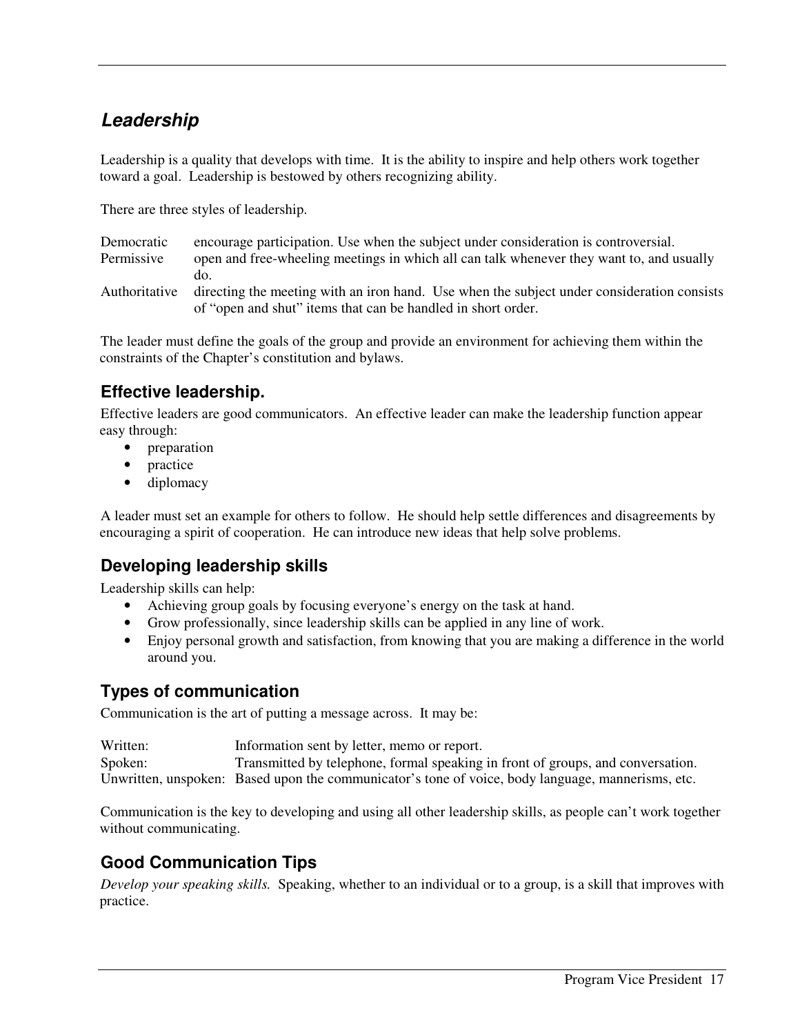## *Leadership*

Leadership is a quality that develops with time. It is the ability to inspire and help others work together toward a goal. Leadership is bestowed by others recognizing ability.

There are three styles of leadership.

| | |
|---|---|
| Democratic | encourage participation. Use when the subject under consideration is controversial. |
| Permissive | open and free-wheeling meetings in which all can talk whenever they want to, and usually do. |
| Authoritative | directing the meeting with an iron hand. Use when the subject under consideration consists of "open and shut" items that can be handled in short order. |

The leader must define the goals of the group and provide an environment for achieving them within the constraints of the Chapter's constitution and bylaws.

### Effective leadership.

Effective leaders are good communicators. An effective leader can make the leadership function appear easy through:

- preparation
- practice
- diplomacy

A leader must set an example for others to follow. He should help settle differences and disagreements by encouraging a spirit of cooperation. He can introduce new ideas that help solve problems.

### Developing leadership skills

Leadership skills can help:

- Achieving group goals by focusing everyone's energy on the task at hand.
- Grow professionally, since leadership skills can be applied in any line of work.
- Enjoy personal growth and satisfaction, from knowing that you are making a difference in the world around you.

### Types of communication

Communication is the art of putting a message across. It may be:

| | |
|---|---|
| Written: | Information sent by letter, memo or report. |
| Spoken: | Transmitted by telephone, formal speaking in front of groups, and conversation. |
| Unwritten, unspoken: | Based upon the communicator's tone of voice, body language, mannerisms, etc. |

Communication is the key to developing and using all other leadership skills, as people can't work together without communicating.

### Good Communication Tips

*Develop your speaking skills.* Speaking, whether to an individual or to a group, is a skill that improves with practice.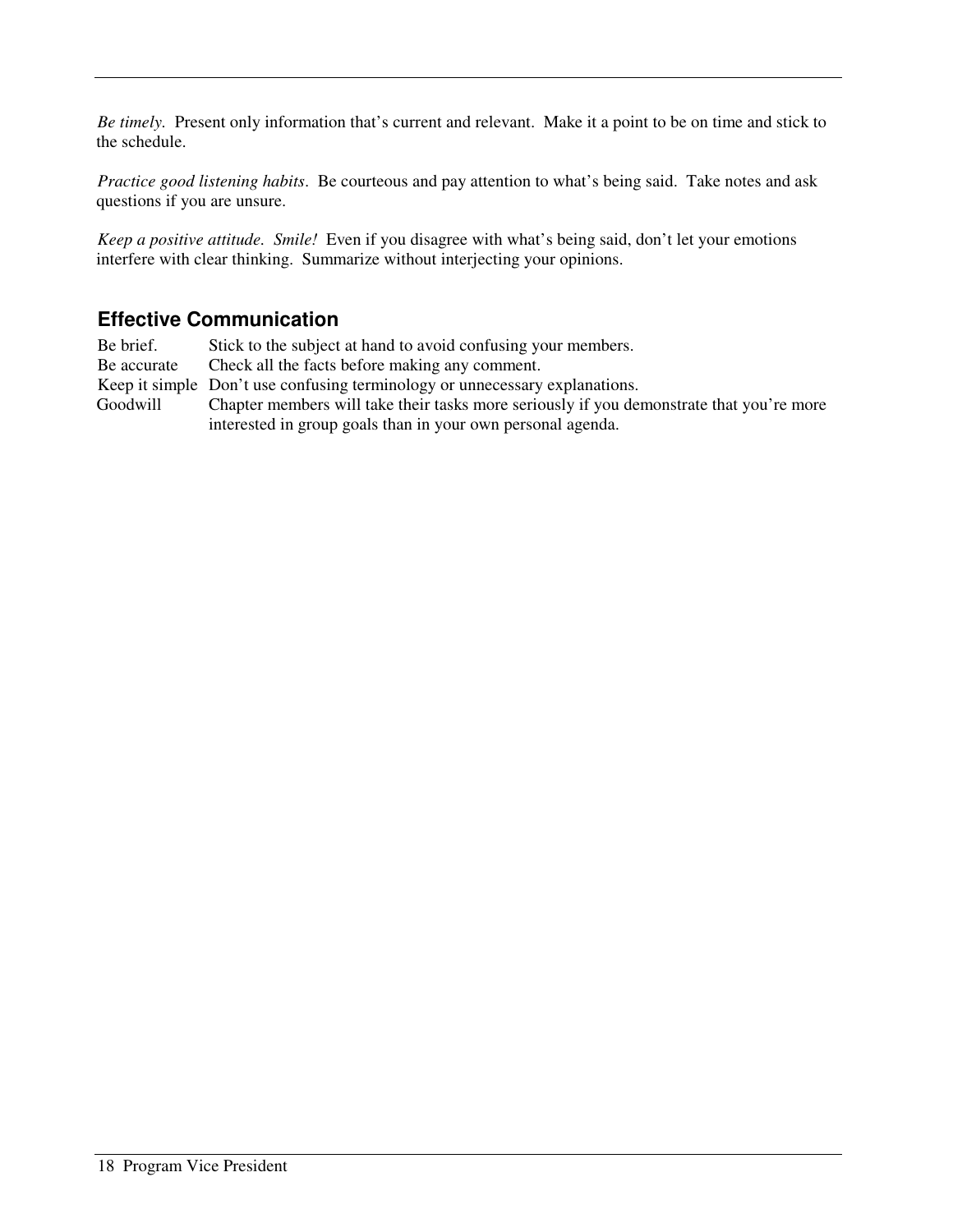*Be timely.* Present only information that's current and relevant. Make it a point to be on time and stick to the schedule.

*Practice good listening habits*. Be courteous and pay attention to what's being said. Take notes and ask questions if you are unsure.

*Keep a positive attitude. Smile!* Even if you disagree with what's being said, don't let your emotions interfere with clear thinking. Summarize without interjecting your opinions.

## Effective Communication

| | |
|---|---|
| Be brief. | Stick to the subject at hand to avoid confusing your members. |
| Be accurate | Check all the facts before making any comment. |
| Keep it simple | Don't use confusing terminology or unnecessary explanations. |
| Goodwill | Chapter members will take their tasks more seriously if you demonstrate that you're more interested in group goals than in your own personal agenda. |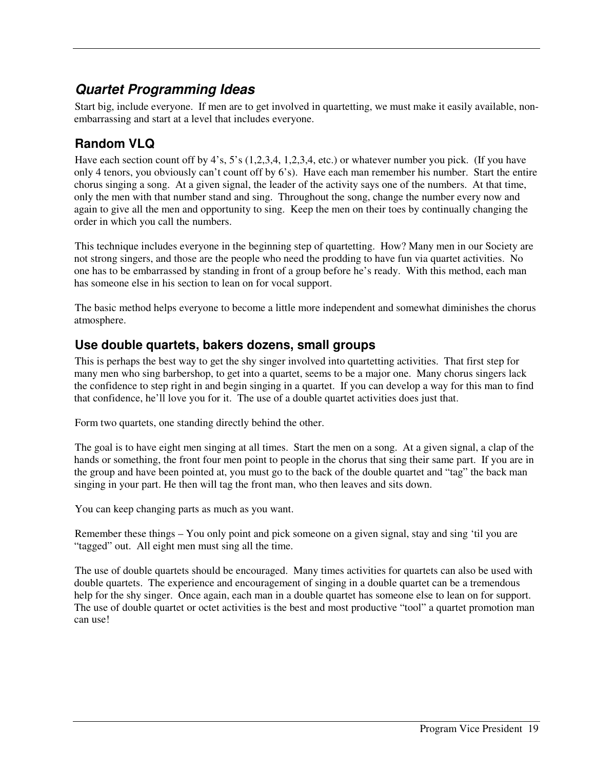## *Quartet Programming Ideas*

Start big, include everyone. If men are to get involved in quartetting, we must make it easily available, non-embarrassing and start at a level that includes everyone.

### Random VLQ

Have each section count off by 4's, 5's (1,2,3,4, 1,2,3,4, etc.) or whatever number you pick. (If you have only 4 tenors, you obviously can't count off by 6's). Have each man remember his number. Start the entire chorus singing a song. At a given signal, the leader of the activity says one of the numbers. At that time, only the men with that number stand and sing. Throughout the song, change the number every now and again to give all the men and opportunity to sing. Keep the men on their toes by continually changing the order in which you call the numbers.

This technique includes everyone in the beginning step of quartetting. How? Many men in our Society are not strong singers, and those are the people who need the prodding to have fun via quartet activities. No one has to be embarrassed by standing in front of a group before he's ready. With this method, each man has someone else in his section to lean on for vocal support.

The basic method helps everyone to become a little more independent and somewhat diminishes the chorus atmosphere.

### Use double quartets, bakers dozens, small groups

This is perhaps the best way to get the shy singer involved into quartetting activities. That first step for many men who sing barbershop, to get into a quartet, seems to be a major one. Many chorus singers lack the confidence to step right in and begin singing in a quartet. If you can develop a way for this man to find that confidence, he'll love you for it. The use of a double quartet activities does just that.

Form two quartets, one standing directly behind the other.

The goal is to have eight men singing at all times. Start the men on a song. At a given signal, a clap of the hands or something, the front four men point to people in the chorus that sing their same part. If you are in the group and have been pointed at, you must go to the back of the double quartet and "tag" the back man singing in your part. He then will tag the front man, who then leaves and sits down.

You can keep changing parts as much as you want.

Remember these things – You only point and pick someone on a given signal, stay and sing 'til you are "tagged" out. All eight men must sing all the time.

The use of double quartets should be encouraged. Many times activities for quartets can also be used with double quartets. The experience and encouragement of singing in a double quartet can be a tremendous help for the shy singer. Once again, each man in a double quartet has someone else to lean on for support. The use of double quartet or octet activities is the best and most productive "tool" a quartet promotion man can use!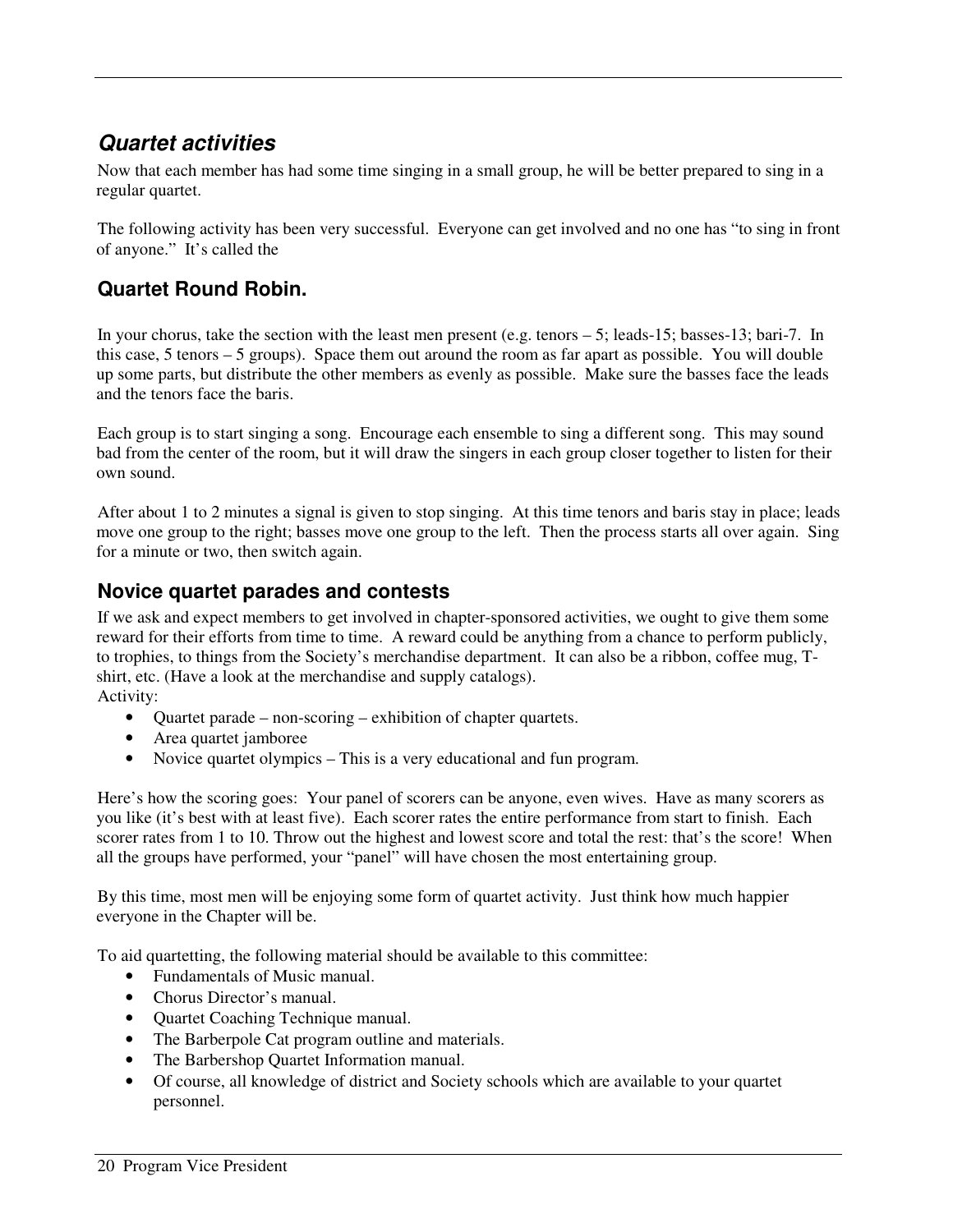## *Quartet activities*

Now that each member has had some time singing in a small group, he will be better prepared to sing in a regular quartet.

The following activity has been very successful. Everyone can get involved and no one has "to sing in front of anyone." It's called the

### Quartet Round Robin.

In your chorus, take the section with the least men present (e.g. tenors – 5; leads-15; basses-13; bari-7. In this case, 5 tenors – 5 groups). Space them out around the room as far apart as possible. You will double up some parts, but distribute the other members as evenly as possible. Make sure the basses face the leads and the tenors face the baris.

Each group is to start singing a song. Encourage each ensemble to sing a different song. This may sound bad from the center of the room, but it will draw the singers in each group closer together to listen for their own sound.

After about 1 to 2 minutes a signal is given to stop singing. At this time tenors and baris stay in place; leads move one group to the right; basses move one group to the left. Then the process starts all over again. Sing for a minute or two, then switch again.

### Novice quartet parades and contests

If we ask and expect members to get involved in chapter-sponsored activities, we ought to give them some reward for their efforts from time to time. A reward could be anything from a chance to perform publicly, to trophies, to things from the Society's merchandise department. It can also be a ribbon, coffee mug, T-shirt, etc. (Have a look at the merchandise and supply catalogs).
Activity:

- Quartet parade – non-scoring – exhibition of chapter quartets.
- Area quartet jamboree
- Novice quartet olympics – This is a very educational and fun program.

Here's how the scoring goes: Your panel of scorers can be anyone, even wives. Have as many scorers as you like (it's best with at least five). Each scorer rates the entire performance from start to finish. Each scorer rates from 1 to 10. Throw out the highest and lowest score and total the rest: that's the score! When all the groups have performed, your "panel" will have chosen the most entertaining group.

By this time, most men will be enjoying some form of quartet activity. Just think how much happier everyone in the Chapter will be.

To aid quartetting, the following material should be available to this committee:

- Fundamentals of Music manual.
- Chorus Director's manual.
- Quartet Coaching Technique manual.
- The Barberpole Cat program outline and materials.
- The Barbershop Quartet Information manual.
- Of course, all knowledge of district and Society schools which are available to your quartet personnel.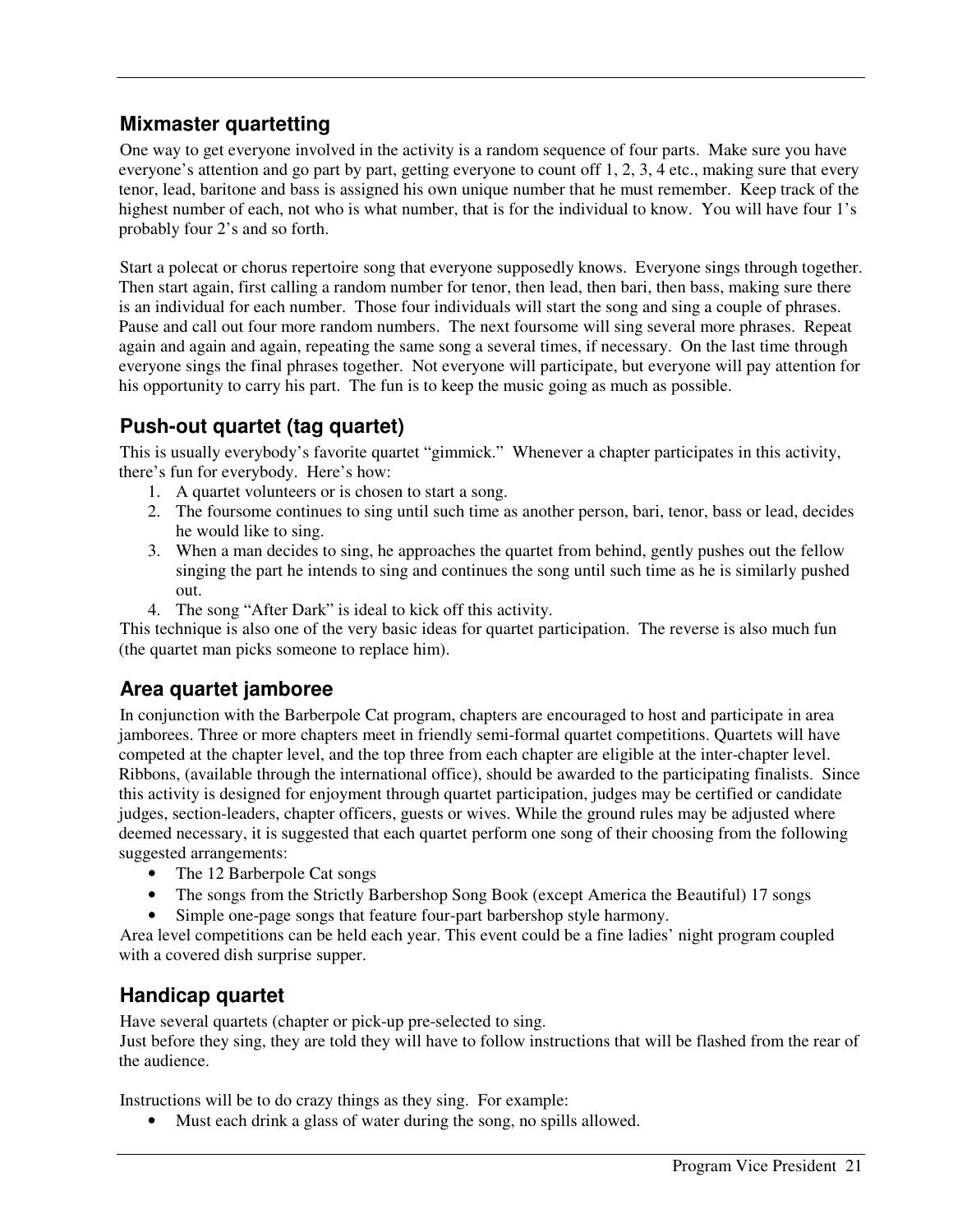## Mixmaster quartetting

One way to get everyone involved in the activity is a random sequence of four parts. Make sure you have everyone's attention and go part by part, getting everyone to count off 1, 2, 3, 4 etc., making sure that every tenor, lead, baritone and bass is assigned his own unique number that he must remember. Keep track of the highest number of each, not who is what number, that is for the individual to know. You will have four 1's probably four 2's and so forth.

Start a polecat or chorus repertoire song that everyone supposedly knows. Everyone sings through together. Then start again, first calling a random number for tenor, then lead, then bari, then bass, making sure there is an individual for each number. Those four individuals will start the song and sing a couple of phrases. Pause and call out four more random numbers. The next foursome will sing several more phrases. Repeat again and again and again, repeating the same song a several times, if necessary. On the last time through everyone sings the final phrases together. Not everyone will participate, but everyone will pay attention for his opportunity to carry his part. The fun is to keep the music going as much as possible.

## Push-out quartet (tag quartet)

This is usually everybody's favorite quartet "gimmick." Whenever a chapter participates in this activity, there's fun for everybody. Here's how:

1. A quartet volunteers or is chosen to start a song.
2. The foursome continues to sing until such time as another person, bari, tenor, bass or lead, decides he would like to sing.
3. When a man decides to sing, he approaches the quartet from behind, gently pushes out the fellow singing the part he intends to sing and continues the song until such time as he is similarly pushed out.
4. The song "After Dark" is ideal to kick off this activity.

This technique is also one of the very basic ideas for quartet participation. The reverse is also much fun (the quartet man picks someone to replace him).

## Area quartet jamboree

In conjunction with the Barberpole Cat program, chapters are encouraged to host and participate in area jamborees. Three or more chapters meet in friendly semi-formal quartet competitions. Quartets will have competed at the chapter level, and the top three from each chapter are eligible at the inter-chapter level. Ribbons, (available through the international office), should be awarded to the participating finalists. Since this activity is designed for enjoyment through quartet participation, judges may be certified or candidate judges, section-leaders, chapter officers, guests or wives. While the ground rules may be adjusted where deemed necessary, it is suggested that each quartet perform one song of their choosing from the following suggested arrangements:

- The 12 Barberpole Cat songs
- The songs from the Strictly Barbershop Song Book (except America the Beautiful) 17 songs
- Simple one-page songs that feature four-part barbershop style harmony.

Area level competitions can be held each year. This event could be a fine ladies' night program coupled with a covered dish surprise supper.

## Handicap quartet

Have several quartets (chapter or pick-up pre-selected to sing.
Just before they sing, they are told they will have to follow instructions that will be flashed from the rear of the audience.

Instructions will be to do crazy things as they sing. For example:

- Must each drink a glass of water during the song, no spills allowed.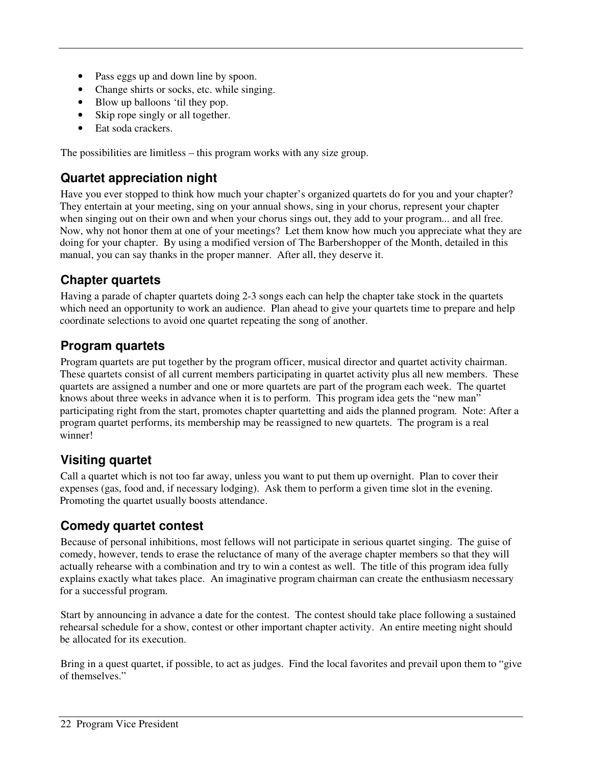- Pass eggs up and down line by spoon.
- Change shirts or socks, etc. while singing.
- Blow up balloons 'til they pop.
- Skip rope singly or all together.
- Eat soda crackers.

The possibilities are limitless – this program works with any size group.

### Quartet appreciation night

Have you ever stopped to think how much your chapter's organized quartets do for you and your chapter? They entertain at your meeting, sing on your annual shows, sing in your chorus, represent your chapter when singing out on their own and when your chorus sings out, they add to your program... and all free. Now, why not honor them at one of your meetings? Let them know how much you appreciate what they are doing for your chapter. By using a modified version of The Barbershopper of the Month, detailed in this manual, you can say thanks in the proper manner. After all, they deserve it.

### Chapter quartets

Having a parade of chapter quartets doing 2-3 songs each can help the chapter take stock in the quartets which need an opportunity to work an audience. Plan ahead to give your quartets time to prepare and help coordinate selections to avoid one quartet repeating the song of another.

### Program quartets

Program quartets are put together by the program officer, musical director and quartet activity chairman. These quartets consist of all current members participating in quartet activity plus all new members. These quartets are assigned a number and one or more quartets are part of the program each week. The quartet knows about three weeks in advance when it is to perform. This program idea gets the "new man" participating right from the start, promotes chapter quartetting and aids the planned program. Note: After a program quartet performs, its membership may be reassigned to new quartets. The program is a real winner!

### Visiting quartet

Call a quartet which is not too far away, unless you want to put them up overnight. Plan to cover their expenses (gas, food and, if necessary lodging). Ask them to perform a given time slot in the evening. Promoting the quartet usually boosts attendance.

### Comedy quartet contest

Because of personal inhibitions, most fellows will not participate in serious quartet singing. The guise of comedy, however, tends to erase the reluctance of many of the average chapter members so that they will actually rehearse with a combination and try to win a contest as well. The title of this program idea fully explains exactly what takes place. An imaginative program chairman can create the enthusiasm necessary for a successful program.

Start by announcing in advance a date for the contest. The contest should take place following a sustained rehearsal schedule for a show, contest or other important chapter activity. An entire meeting night should be allocated for its execution.

Bring in a quest quartet, if possible, to act as judges. Find the local favorites and prevail upon them to "give of themselves."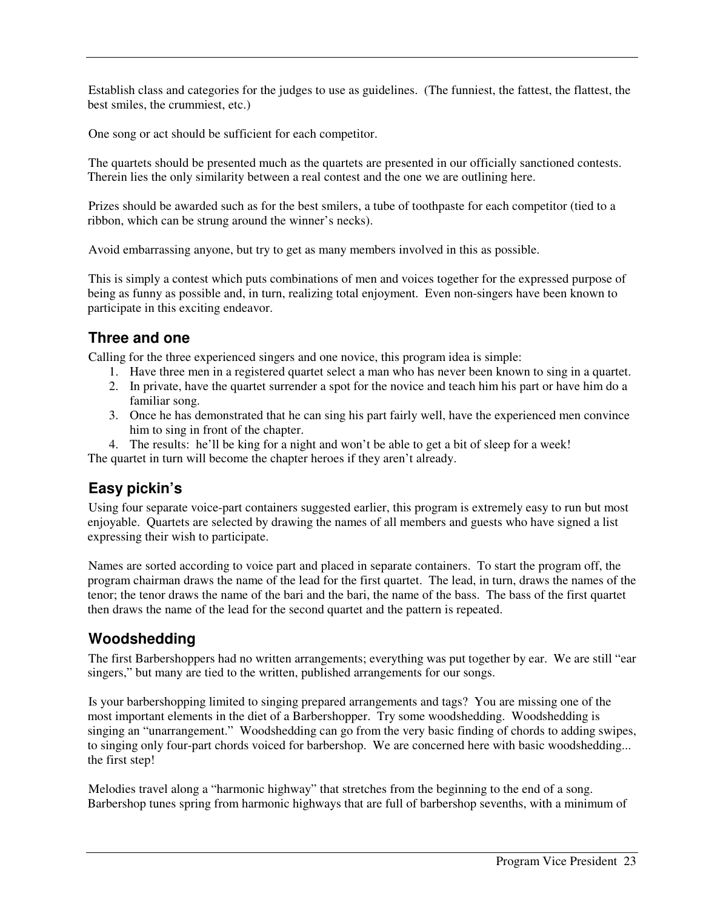Establish class and categories for the judges to use as guidelines. (The funniest, the fattest, the flattest, the best smiles, the crummiest, etc.)

One song or act should be sufficient for each competitor.

The quartets should be presented much as the quartets are presented in our officially sanctioned contests. Therein lies the only similarity between a real contest and the one we are outlining here.

Prizes should be awarded such as for the best smilers, a tube of toothpaste for each competitor (tied to a ribbon, which can be strung around the winner's necks).

Avoid embarrassing anyone, but try to get as many members involved in this as possible.

This is simply a contest which puts combinations of men and voices together for the expressed purpose of being as funny as possible and, in turn, realizing total enjoyment. Even non-singers have been known to participate in this exciting endeavor.

## Three and one

Calling for the three experienced singers and one novice, this program idea is simple:

1. Have three men in a registered quartet select a man who has never been known to sing in a quartet.
2. In private, have the quartet surrender a spot for the novice and teach him his part or have him do a familiar song.
3. Once he has demonstrated that he can sing his part fairly well, have the experienced men convince him to sing in front of the chapter.
4. The results: he'll be king for a night and won't be able to get a bit of sleep for a week!

The quartet in turn will become the chapter heroes if they aren't already.

## Easy pickin's

Using four separate voice-part containers suggested earlier, this program is extremely easy to run but most enjoyable. Quartets are selected by drawing the names of all members and guests who have signed a list expressing their wish to participate.

Names are sorted according to voice part and placed in separate containers. To start the program off, the program chairman draws the name of the lead for the first quartet. The lead, in turn, draws the names of the tenor; the tenor draws the name of the bari and the bari, the name of the bass. The bass of the first quartet then draws the name of the lead for the second quartet and the pattern is repeated.

## Woodshedding

The first Barbershoppers had no written arrangements; everything was put together by ear. We are still "ear singers," but many are tied to the written, published arrangements for our songs.

Is your barbershopping limited to singing prepared arrangements and tags? You are missing one of the most important elements in the diet of a Barbershopper. Try some woodshedding. Woodshedding is singing an "unarrangement." Woodshedding can go from the very basic finding of chords to adding swipes, to singing only four-part chords voiced for barbershop. We are concerned here with basic woodshedding... the first step!

Melodies travel along a "harmonic highway" that stretches from the beginning to the end of a song. Barbershop tunes spring from harmonic highways that are full of barbershop sevenths, with a minimum of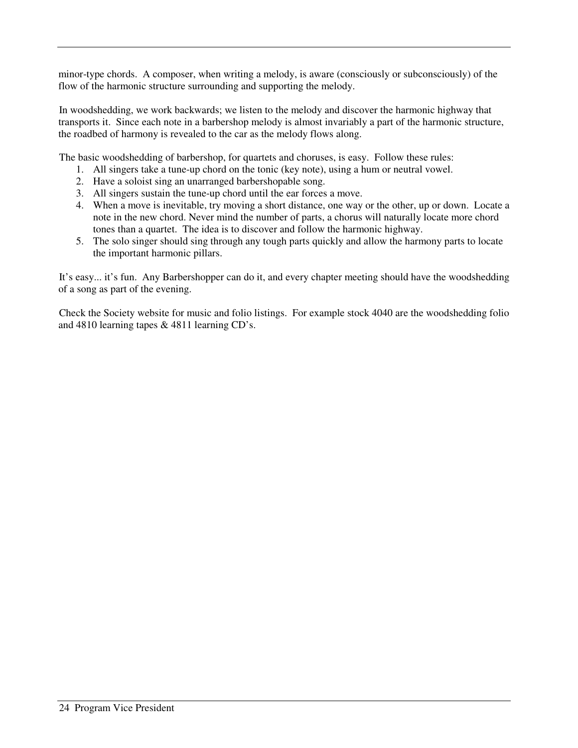minor-type chords. A composer, when writing a melody, is aware (consciously or subconsciously) of the flow of the harmonic structure surrounding and supporting the melody.

In woodshedding, we work backwards; we listen to the melody and discover the harmonic highway that transports it. Since each note in a barbershop melody is almost invariably a part of the harmonic structure, the roadbed of harmony is revealed to the car as the melody flows along.

The basic woodshedding of barbershop, for quartets and choruses, is easy. Follow these rules:

1. All singers take a tune-up chord on the tonic (key note), using a hum or neutral vowel.
2. Have a soloist sing an unarranged barbershopable song.
3. All singers sustain the tune-up chord until the ear forces a move.
4. When a move is inevitable, try moving a short distance, one way or the other, up or down. Locate a note in the new chord. Never mind the number of parts, a chorus will naturally locate more chord tones than a quartet. The idea is to discover and follow the harmonic highway.
5. The solo singer should sing through any tough parts quickly and allow the harmony parts to locate the important harmonic pillars.

It's easy... it's fun. Any Barbershopper can do it, and every chapter meeting should have the woodshedding of a song as part of the evening.

Check the Society website for music and folio listings. For example stock 4040 are the woodshedding folio and 4810 learning tapes & 4811 learning CD's.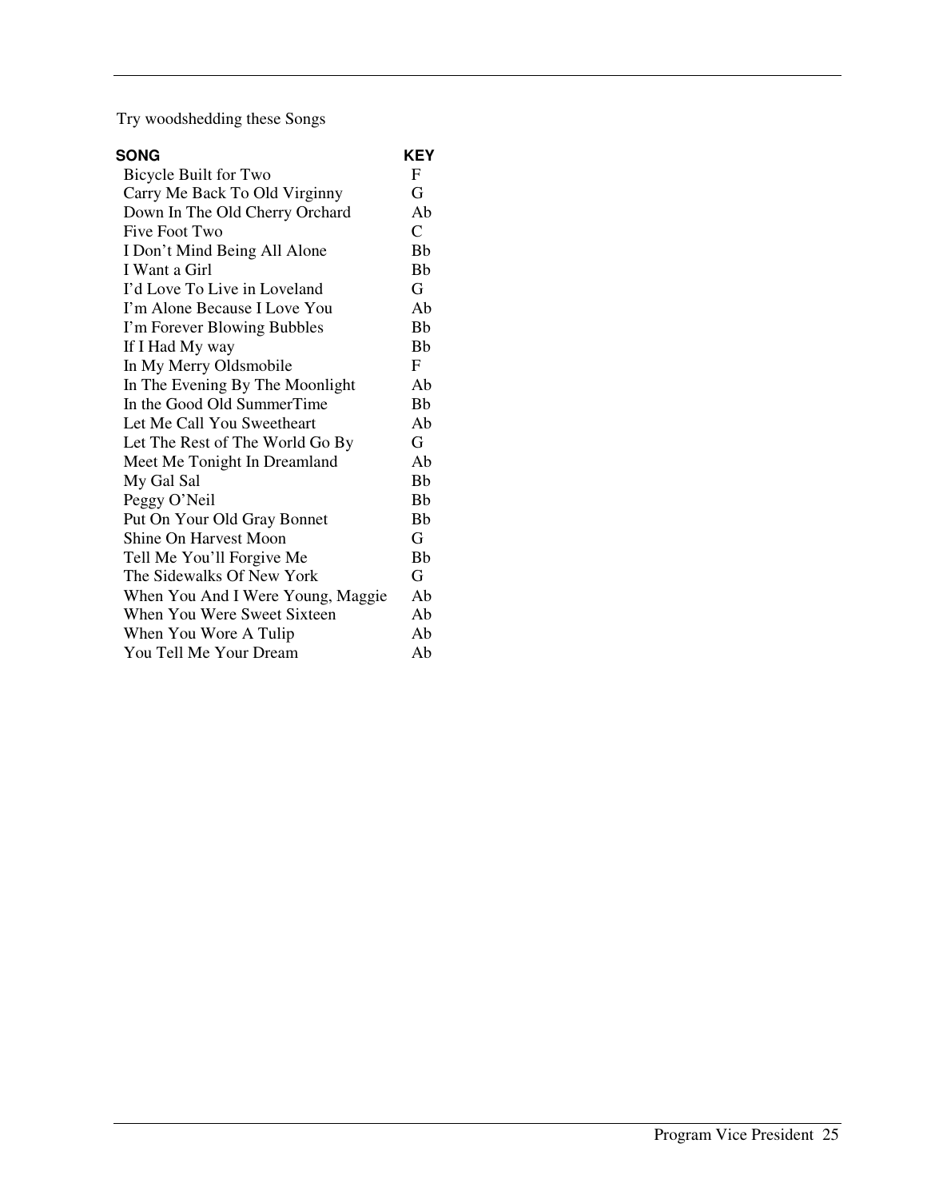Try woodshedding these Songs

| SONG | KEY |
| --- | --- |
| Bicycle Built for Two | F |
| Carry Me Back To Old Virginny | G |
| Down In The Old Cherry Orchard | Ab |
| Five Foot Two | C |
| I Don’t Mind Being All Alone | Bb |
| I Want a Girl | Bb |
| I’d Love To Live in Loveland | G |
| I’m Alone Because I Love You | Ab |
| I’m Forever Blowing Bubbles | Bb |
| If I Had My way | Bb |
| In My Merry Oldsmobile | F |
| In The Evening By The Moonlight | Ab |
| In the Good Old SummerTime | Bb |
| Let Me Call You Sweetheart | Ab |
| Let The Rest of The World Go By | G |
| Meet Me Tonight In Dreamland | Ab |
| My Gal Sal | Bb |
| Peggy O’Neil | Bb |
| Put On Your Old Gray Bonnet | Bb |
| Shine On Harvest Moon | G |
| Tell Me You’ll Forgive Me | Bb |
| The Sidewalks Of New York | G |
| When You And I Were Young, Maggie | Ab |
| When You Were Sweet Sixteen | Ab |
| When You Wore A Tulip | Ab |
| You Tell Me Your Dream | Ab |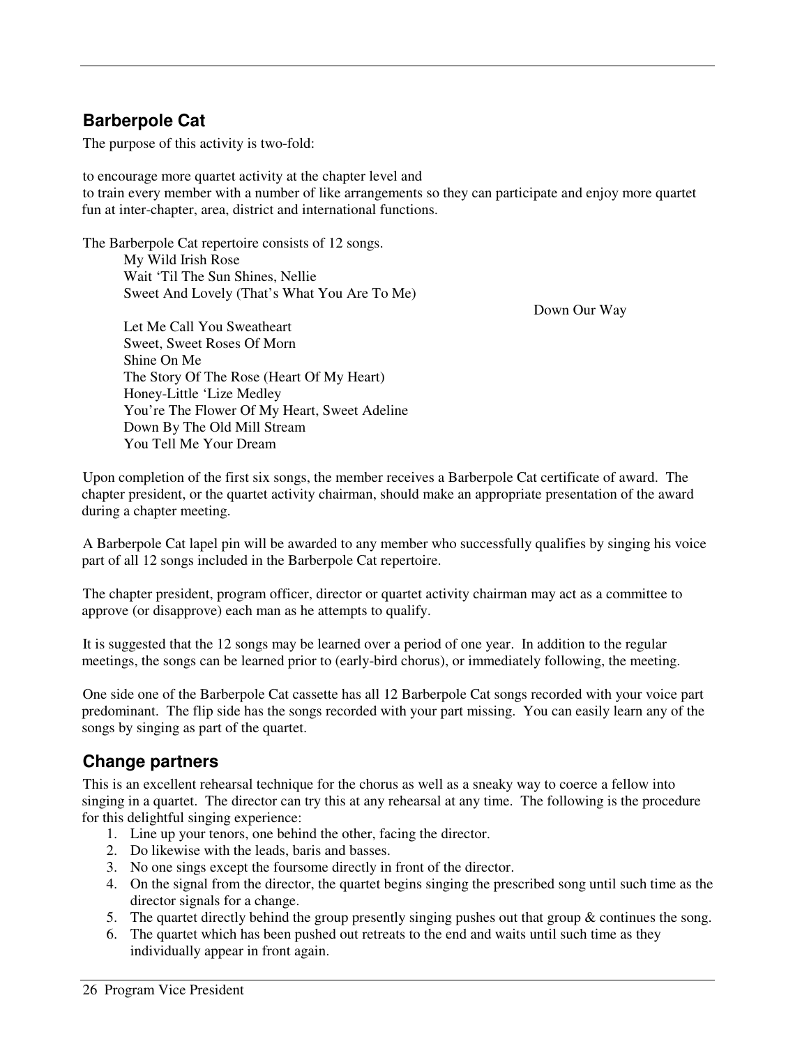## Barberpole Cat

The purpose of this activity is two-fold:

to encourage more quartet activity at the chapter level and
to train every member with a number of like arrangements so they can participate and enjoy more quartet fun at inter-chapter, area, district and international functions.

The Barberpole Cat repertoire consists of 12 songs.

- My Wild Irish Rose
- Wait 'Til The Sun Shines, Nellie
- Sweet And Lovely (That's What You Are To Me)
- Down Our Way
- Let Me Call You Sweatheart
- Sweet, Sweet Roses Of Morn
- Shine On Me
- The Story Of The Rose (Heart Of My Heart)
- Honey-Little 'Lize Medley
- You're The Flower Of My Heart, Sweet Adeline
- Down By The Old Mill Stream
- You Tell Me Your Dream

Upon completion of the first six songs, the member receives a Barberpole Cat certificate of award. The chapter president, or the quartet activity chairman, should make an appropriate presentation of the award during a chapter meeting.

A Barberpole Cat lapel pin will be awarded to any member who successfully qualifies by singing his voice part of all 12 songs included in the Barberpole Cat repertoire.

The chapter president, program officer, director or quartet activity chairman may act as a committee to approve (or disapprove) each man as he attempts to qualify.

It is suggested that the 12 songs may be learned over a period of one year. In addition to the regular meetings, the songs can be learned prior to (early-bird chorus), or immediately following, the meeting.

One side one of the Barberpole Cat cassette has all 12 Barberpole Cat songs recorded with your voice part predominant. The flip side has the songs recorded with your part missing. You can easily learn any of the songs by singing as part of the quartet.

## Change partners

This is an excellent rehearsal technique for the chorus as well as a sneaky way to coerce a fellow into singing in a quartet. The director can try this at any rehearsal at any time. The following is the procedure for this delightful singing experience:

1. Line up your tenors, one behind the other, facing the director.
2. Do likewise with the leads, baris and basses.
3. No one sings except the foursome directly in front of the director.
4. On the signal from the director, the quartet begins singing the prescribed song until such time as the director signals for a change.
5. The quartet directly behind the group presently singing pushes out that group & continues the song.
6. The quartet which has been pushed out retreats to the end and waits until such time as they individually appear in front again.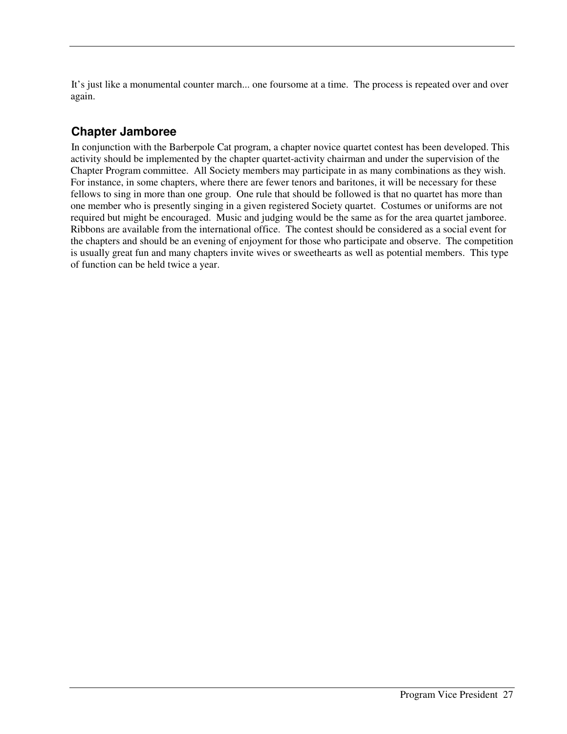It's just like a monumental counter march... one foursome at a time. The process is repeated over and over again.

## Chapter Jamboree

In conjunction with the Barberpole Cat program, a chapter novice quartet contest has been developed. This activity should be implemented by the chapter quartet-activity chairman and under the supervision of the Chapter Program committee. All Society members may participate in as many combinations as they wish. For instance, in some chapters, where there are fewer tenors and baritones, it will be necessary for these fellows to sing in more than one group. One rule that should be followed is that no quartet has more than one member who is presently singing in a given registered Society quartet. Costumes or uniforms are not required but might be encouraged. Music and judging would be the same as for the area quartet jamboree. Ribbons are available from the international office. The contest should be considered as a social event for the chapters and should be an evening of enjoyment for those who participate and observe. The competition is usually great fun and many chapters invite wives or sweethearts as well as potential members. This type of function can be held twice a year.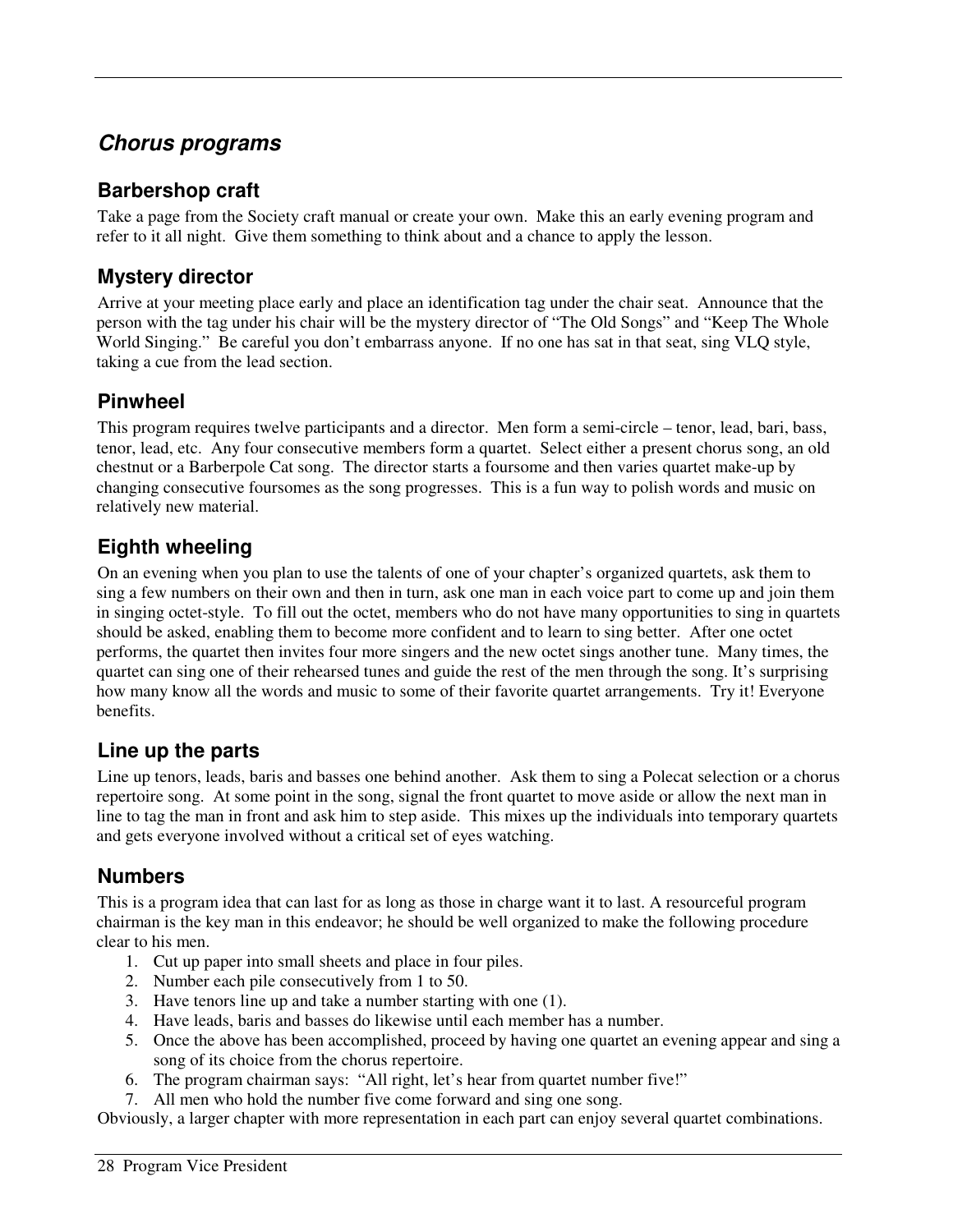## *Chorus programs*

### Barbershop craft

Take a page from the Society craft manual or create your own. Make this an early evening program and refer to it all night. Give them something to think about and a chance to apply the lesson.

### Mystery director

Arrive at your meeting place early and place an identification tag under the chair seat. Announce that the person with the tag under his chair will be the mystery director of "The Old Songs" and "Keep The Whole World Singing." Be careful you don't embarrass anyone. If no one has sat in that seat, sing VLQ style, taking a cue from the lead section.

### Pinwheel

This program requires twelve participants and a director. Men form a semi-circle – tenor, lead, bari, bass, tenor, lead, etc. Any four consecutive members form a quartet. Select either a present chorus song, an old chestnut or a Barberpole Cat song. The director starts a foursome and then varies quartet make-up by changing consecutive foursomes as the song progresses. This is a fun way to polish words and music on relatively new material.

### Eighth wheeling

On an evening when you plan to use the talents of one of your chapter's organized quartets, ask them to sing a few numbers on their own and then in turn, ask one man in each voice part to come up and join them in singing octet-style. To fill out the octet, members who do not have many opportunities to sing in quartets should be asked, enabling them to become more confident and to learn to sing better. After one octet performs, the quartet then invites four more singers and the new octet sings another tune. Many times, the quartet can sing one of their rehearsed tunes and guide the rest of the men through the song. It's surprising how many know all the words and music to some of their favorite quartet arrangements. Try it! Everyone benefits.

### Line up the parts

Line up tenors, leads, baris and basses one behind another. Ask them to sing a Polecat selection or a chorus repertoire song. At some point in the song, signal the front quartet to move aside or allow the next man in line to tag the man in front and ask him to step aside. This mixes up the individuals into temporary quartets and gets everyone involved without a critical set of eyes watching.

### Numbers

This is a program idea that can last for as long as those in charge want it to last. A resourceful program chairman is the key man in this endeavor; he should be well organized to make the following procedure clear to his men.

1. Cut up paper into small sheets and place in four piles.
2. Number each pile consecutively from 1 to 50.
3. Have tenors line up and take a number starting with one (1).
4. Have leads, baris and basses do likewise until each member has a number.
5. Once the above has been accomplished, proceed by having one quartet an evening appear and sing a song of its choice from the chorus repertoire.
6. The program chairman says: "All right, let's hear from quartet number five!"
7. All men who hold the number five come forward and sing one song.

Obviously, a larger chapter with more representation in each part can enjoy several quartet combinations.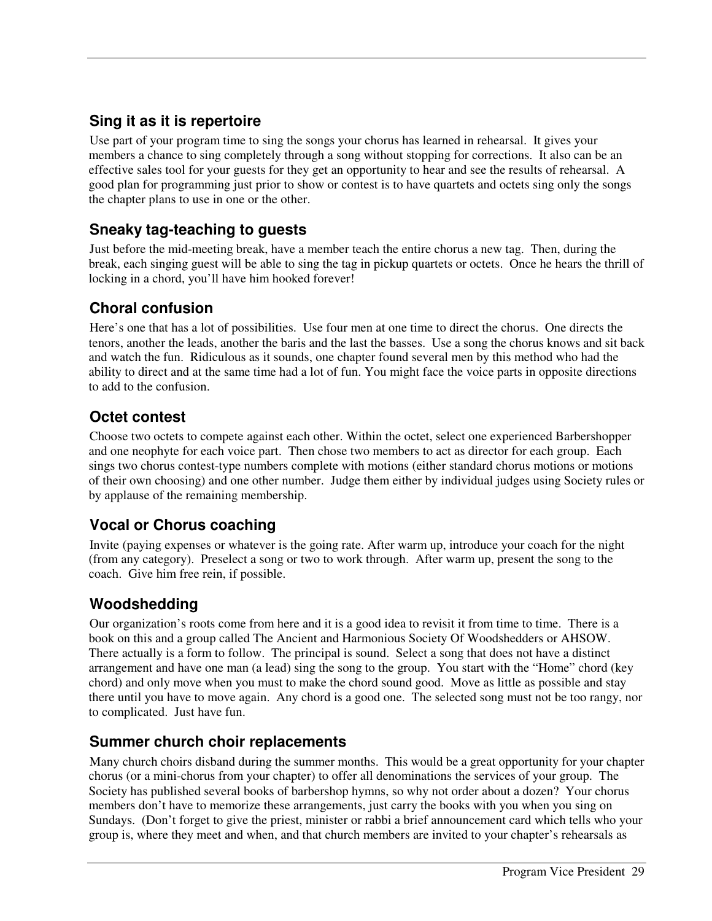## Sing it as it is repertoire

Use part of your program time to sing the songs your chorus has learned in rehearsal. It gives your members a chance to sing completely through a song without stopping for corrections. It also can be an effective sales tool for your guests for they get an opportunity to hear and see the results of rehearsal. A good plan for programming just prior to show or contest is to have quartets and octets sing only the songs the chapter plans to use in one or the other.

## Sneaky tag-teaching to guests

Just before the mid-meeting break, have a member teach the entire chorus a new tag. Then, during the break, each singing guest will be able to sing the tag in pickup quartets or octets. Once he hears the thrill of locking in a chord, you'll have him hooked forever!

## Choral confusion

Here's one that has a lot of possibilities. Use four men at one time to direct the chorus. One directs the tenors, another the leads, another the baris and the last the basses. Use a song the chorus knows and sit back and watch the fun. Ridiculous as it sounds, one chapter found several men by this method who had the ability to direct and at the same time had a lot of fun. You might face the voice parts in opposite directions to add to the confusion.

## Octet contest

Choose two octets to compete against each other. Within the octet, select one experienced Barbershopper and one neophyte for each voice part. Then chose two members to act as director for each group. Each sings two chorus contest-type numbers complete with motions (either standard chorus motions or motions of their own choosing) and one other number. Judge them either by individual judges using Society rules or by applause of the remaining membership.

## Vocal or Chorus coaching

Invite (paying expenses or whatever is the going rate. After warm up, introduce your coach for the night (from any category). Preselect a song or two to work through. After warm up, present the song to the coach. Give him free rein, if possible.

## Woodshedding

Our organization's roots come from here and it is a good idea to revisit it from time to time. There is a book on this and a group called The Ancient and Harmonious Society Of Woodshedders or AHSOW. There actually is a form to follow. The principal is sound. Select a song that does not have a distinct arrangement and have one man (a lead) sing the song to the group. You start with the "Home" chord (key chord) and only move when you must to make the chord sound good. Move as little as possible and stay there until you have to move again. Any chord is a good one. The selected song must not be too rangy, nor to complicated. Just have fun.

## Summer church choir replacements

Many church choirs disband during the summer months. This would be a great opportunity for your chapter chorus (or a mini-chorus from your chapter) to offer all denominations the services of your group. The Society has published several books of barbershop hymns, so why not order about a dozen? Your chorus members don't have to memorize these arrangements, just carry the books with you when you sing on Sundays. (Don't forget to give the priest, minister or rabbi a brief announcement card which tells who your group is, where they meet and when, and that church members are invited to your chapter's rehearsals as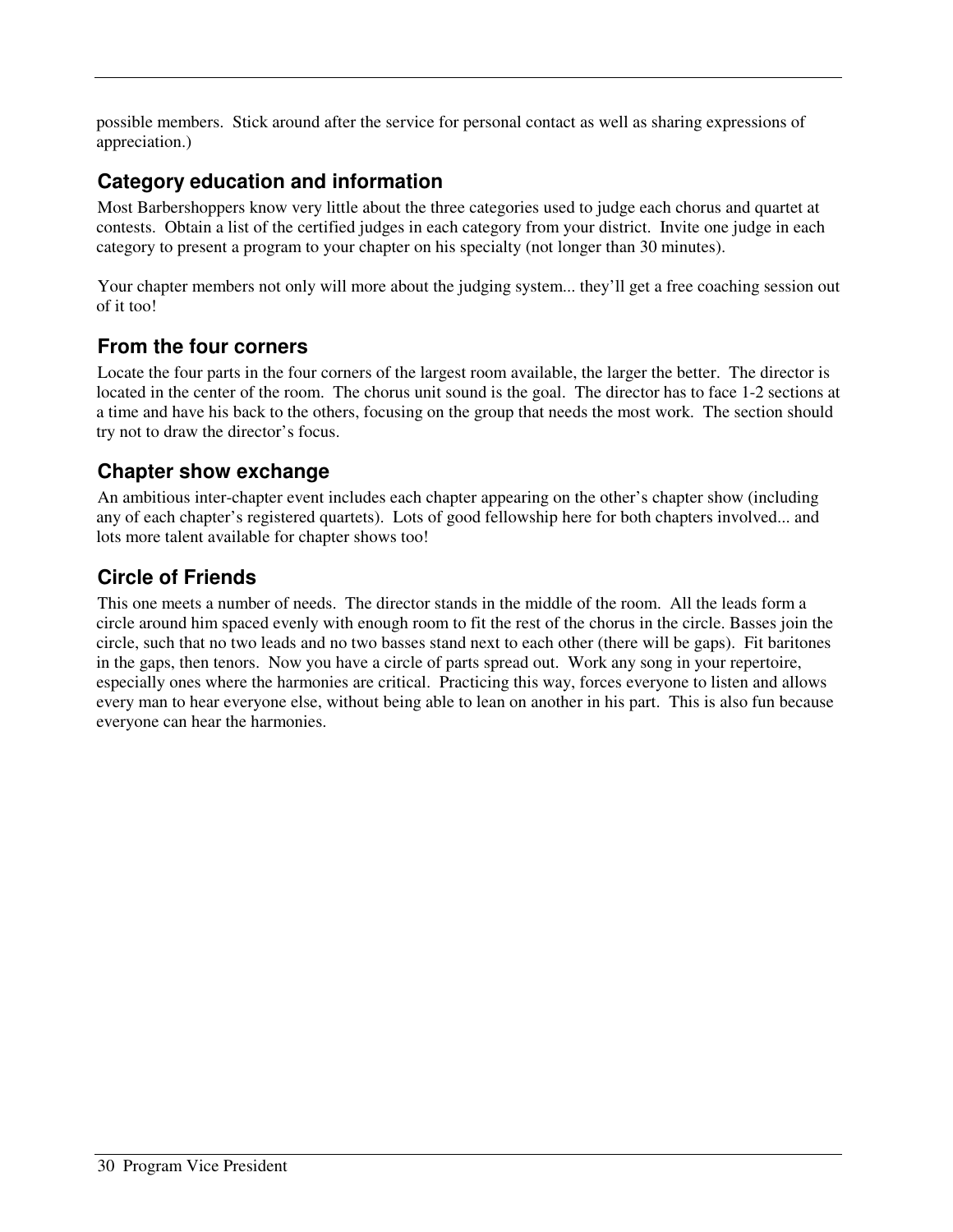possible members. Stick around after the service for personal contact as well as sharing expressions of appreciation.)

### Category education and information

Most Barbershoppers know very little about the three categories used to judge each chorus and quartet at contests. Obtain a list of the certified judges in each category from your district. Invite one judge in each category to present a program to your chapter on his specialty (not longer than 30 minutes).

Your chapter members not only will more about the judging system... they'll get a free coaching session out of it too!

### From the four corners

Locate the four parts in the four corners of the largest room available, the larger the better. The director is located in the center of the room. The chorus unit sound is the goal. The director has to face 1-2 sections at a time and have his back to the others, focusing on the group that needs the most work. The section should try not to draw the director's focus.

### Chapter show exchange

An ambitious inter-chapter event includes each chapter appearing on the other's chapter show (including any of each chapter's registered quartets). Lots of good fellowship here for both chapters involved... and lots more talent available for chapter shows too!

### Circle of Friends

This one meets a number of needs. The director stands in the middle of the room. All the leads form a circle around him spaced evenly with enough room to fit the rest of the chorus in the circle. Basses join the circle, such that no two leads and no two basses stand next to each other (there will be gaps). Fit baritones in the gaps, then tenors. Now you have a circle of parts spread out. Work any song in your repertoire, especially ones where the harmonies are critical. Practicing this way, forces everyone to listen and allows every man to hear everyone else, without being able to lean on another in his part. This is also fun because everyone can hear the harmonies.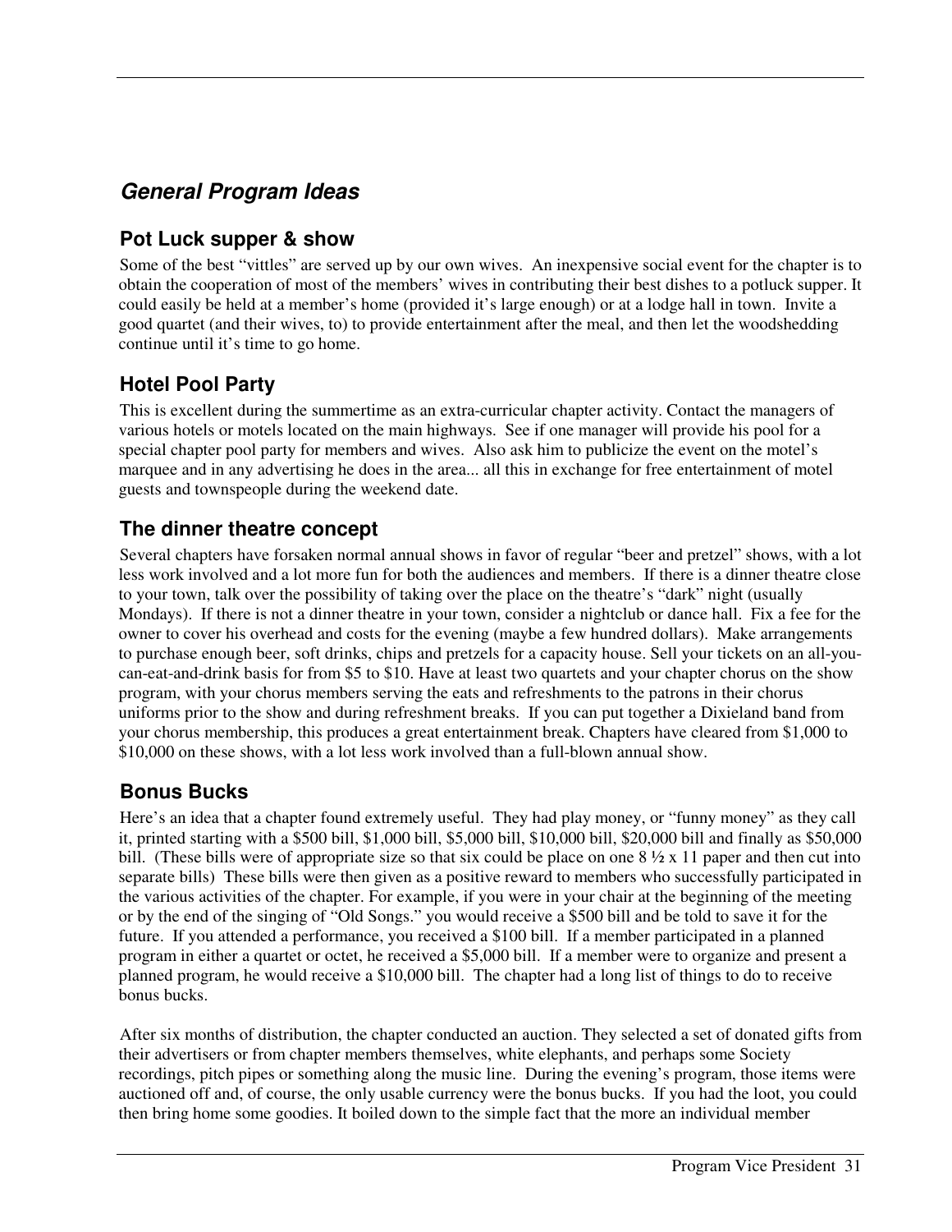## *General Program Ideas*

### Pot Luck supper & show

Some of the best "vittles" are served up by our own wives. An inexpensive social event for the chapter is to obtain the cooperation of most of the members' wives in contributing their best dishes to a potluck supper. It could easily be held at a member's home (provided it's large enough) or at a lodge hall in town. Invite a good quartet (and their wives, to) to provide entertainment after the meal, and then let the woodshedding continue until it's time to go home.

### Hotel Pool Party

This is excellent during the summertime as an extra-curricular chapter activity. Contact the managers of various hotels or motels located on the main highways. See if one manager will provide his pool for a special chapter pool party for members and wives. Also ask him to publicize the event on the motel's marquee and in any advertising he does in the area... all this in exchange for free entertainment of motel guests and townspeople during the weekend date.

### The dinner theatre concept

Several chapters have forsaken normal annual shows in favor of regular "beer and pretzel" shows, with a lot less work involved and a lot more fun for both the audiences and members. If there is a dinner theatre close to your town, talk over the possibility of taking over the place on the theatre's "dark" night (usually Mondays). If there is not a dinner theatre in your town, consider a nightclub or dance hall. Fix a fee for the owner to cover his overhead and costs for the evening (maybe a few hundred dollars). Make arrangements to purchase enough beer, soft drinks, chips and pretzels for a capacity house. Sell your tickets on an all-you-can-eat-and-drink basis for from $5 to $10. Have at least two quartets and your chapter chorus on the show program, with your chorus members serving the eats and refreshments to the patrons in their chorus uniforms prior to the show and during refreshment breaks. If you can put together a Dixieland band from your chorus membership, this produces a great entertainment break. Chapters have cleared from $1,000 to $10,000 on these shows, with a lot less work involved than a full-blown annual show.

### Bonus Bucks

Here's an idea that a chapter found extremely useful. They had play money, or "funny money" as they call it, printed starting with a $500 bill, $1,000 bill, $5,000 bill, $10,000 bill, $20,000 bill and finally as $50,000 bill. (These bills were of appropriate size so that six could be place on one 8 ½ x 11 paper and then cut into separate bills) These bills were then given as a positive reward to members who successfully participated in the various activities of the chapter. For example, if you were in your chair at the beginning of the meeting or by the end of the singing of "Old Songs." you would receive a $500 bill and be told to save it for the future. If you attended a performance, you received a $100 bill. If a member participated in a planned program in either a quartet or octet, he received a $5,000 bill. If a member were to organize and present a planned program, he would receive a $10,000 bill. The chapter had a long list of things to do to receive bonus bucks.

After six months of distribution, the chapter conducted an auction. They selected a set of donated gifts from their advertisers or from chapter members themselves, white elephants, and perhaps some Society recordings, pitch pipes or something along the music line. During the evening's program, those items were auctioned off and, of course, the only usable currency were the bonus bucks. If you had the loot, you could then bring home some goodies. It boiled down to the simple fact that the more an individual member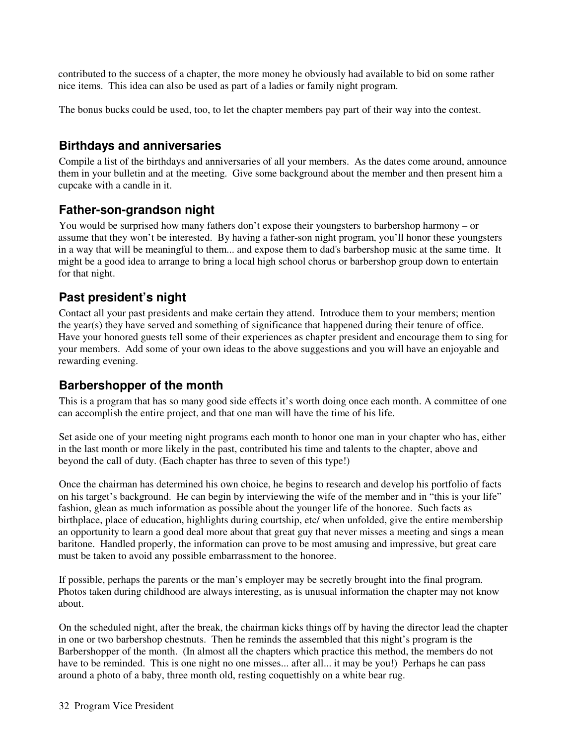contributed to the success of a chapter, the more money he obviously had available to bid on some rather nice items. This idea can also be used as part of a ladies or family night program.

The bonus bucks could be used, too, to let the chapter members pay part of their way into the contest.

### Birthdays and anniversaries

Compile a list of the birthdays and anniversaries of all your members. As the dates come around, announce them in your bulletin and at the meeting. Give some background about the member and then present him a cupcake with a candle in it.

### Father-son-grandson night

You would be surprised how many fathers don't expose their youngsters to barbershop harmony – or assume that they won't be interested. By having a father-son night program, you'll honor these youngsters in a way that will be meaningful to them... and expose them to dad's barbershop music at the same time. It might be a good idea to arrange to bring a local high school chorus or barbershop group down to entertain for that night.

### Past president's night

Contact all your past presidents and make certain they attend. Introduce them to your members; mention the year(s) they have served and something of significance that happened during their tenure of office. Have your honored guests tell some of their experiences as chapter president and encourage them to sing for your members. Add some of your own ideas to the above suggestions and you will have an enjoyable and rewarding evening.

### Barbershopper of the month

This is a program that has so many good side effects it's worth doing once each month. A committee of one can accomplish the entire project, and that one man will have the time of his life.

Set aside one of your meeting night programs each month to honor one man in your chapter who has, either in the last month or more likely in the past, contributed his time and talents to the chapter, above and beyond the call of duty. (Each chapter has three to seven of this type!)

Once the chairman has determined his own choice, he begins to research and develop his portfolio of facts on his target's background. He can begin by interviewing the wife of the member and in "this is your life" fashion, glean as much information as possible about the younger life of the honoree. Such facts as birthplace, place of education, highlights during courtship, etc/ when unfolded, give the entire membership an opportunity to learn a good deal more about that great guy that never misses a meeting and sings a mean baritone. Handled properly, the information can prove to be most amusing and impressive, but great care must be taken to avoid any possible embarrassment to the honoree.

If possible, perhaps the parents or the man's employer may be secretly brought into the final program. Photos taken during childhood are always interesting, as is unusual information the chapter may not know about.

On the scheduled night, after the break, the chairman kicks things off by having the director lead the chapter in one or two barbershop chestnuts. Then he reminds the assembled that this night's program is the Barbershopper of the month. (In almost all the chapters which practice this method, the members do not have to be reminded. This is one night no one misses... after all... it may be you!) Perhaps he can pass around a photo of a baby, three month old, resting coquettishly on a white bear rug.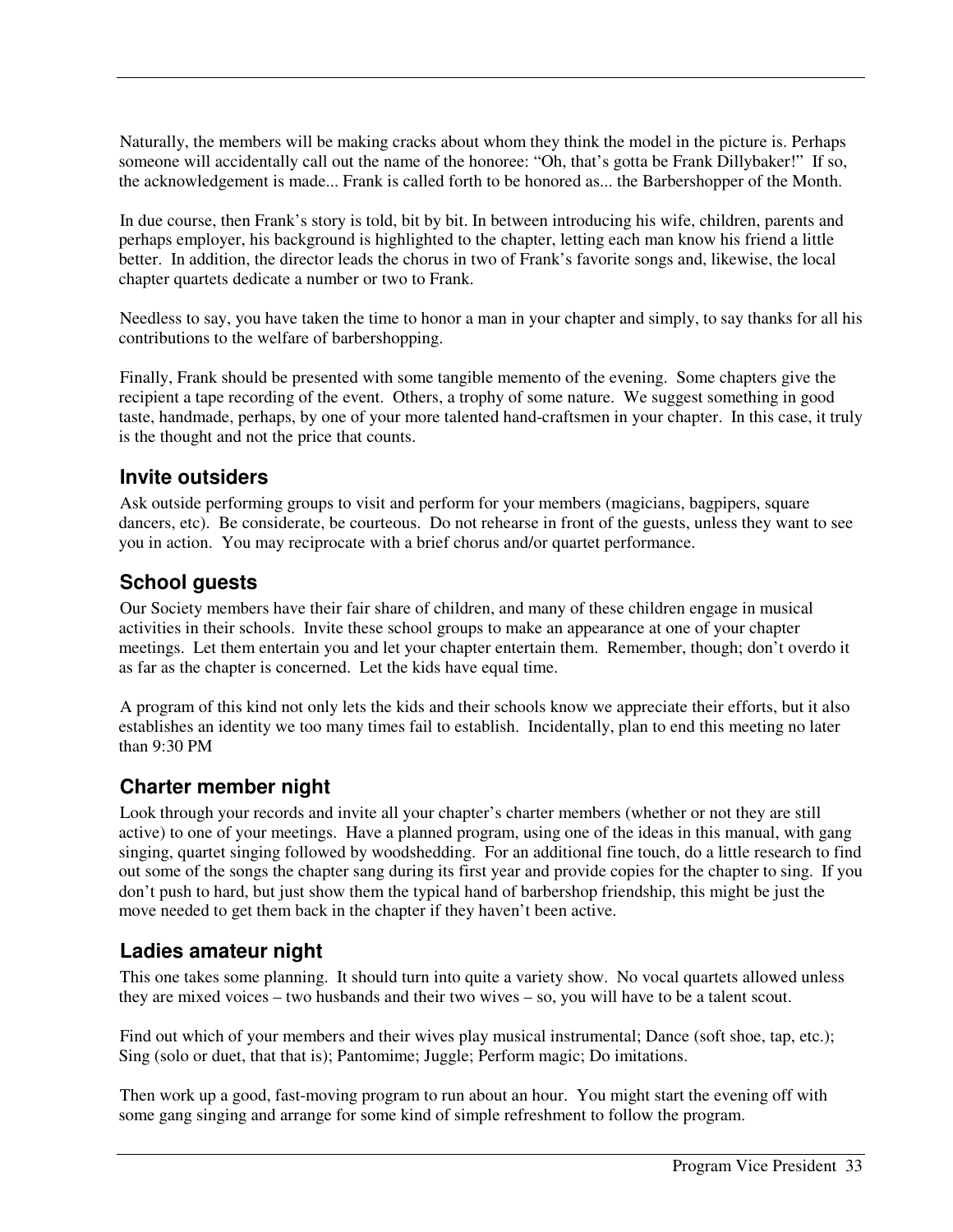Naturally, the members will be making cracks about whom they think the model in the picture is. Perhaps someone will accidentally call out the name of the honoree: "Oh, that's gotta be Frank Dillybaker!" If so, the acknowledgement is made... Frank is called forth to be honored as... the Barbershopper of the Month.

In due course, then Frank's story is told, bit by bit. In between introducing his wife, children, parents and perhaps employer, his background is highlighted to the chapter, letting each man know his friend a little better. In addition, the director leads the chorus in two of Frank's favorite songs and, likewise, the local chapter quartets dedicate a number or two to Frank.

Needless to say, you have taken the time to honor a man in your chapter and simply, to say thanks for all his contributions to the welfare of barbershopping.

Finally, Frank should be presented with some tangible memento of the evening. Some chapters give the recipient a tape recording of the event. Others, a trophy of some nature. We suggest something in good taste, handmade, perhaps, by one of your more talented hand-craftsmen in your chapter. In this case, it truly is the thought and not the price that counts.

### Invite outsiders

Ask outside performing groups to visit and perform for your members (magicians, bagpipers, square dancers, etc). Be considerate, be courteous. Do not rehearse in front of the guests, unless they want to see you in action. You may reciprocate with a brief chorus and/or quartet performance.

### School guests

Our Society members have their fair share of children, and many of these children engage in musical activities in their schools. Invite these school groups to make an appearance at one of your chapter meetings. Let them entertain you and let your chapter entertain them. Remember, though; don't overdo it as far as the chapter is concerned. Let the kids have equal time.

A program of this kind not only lets the kids and their schools know we appreciate their efforts, but it also establishes an identity we too many times fail to establish. Incidentally, plan to end this meeting no later than 9:30 PM

### Charter member night

Look through your records and invite all your chapter's charter members (whether or not they are still active) to one of your meetings. Have a planned program, using one of the ideas in this manual, with gang singing, quartet singing followed by woodshedding. For an additional fine touch, do a little research to find out some of the songs the chapter sang during its first year and provide copies for the chapter to sing. If you don't push to hard, but just show them the typical hand of barbershop friendship, this might be just the move needed to get them back in the chapter if they haven't been active.

### Ladies amateur night

This one takes some planning. It should turn into quite a variety show. No vocal quartets allowed unless they are mixed voices – two husbands and their two wives – so, you will have to be a talent scout.

Find out which of your members and their wives play musical instrumental; Dance (soft shoe, tap, etc.); Sing (solo or duet, that that is); Pantomime; Juggle; Perform magic; Do imitations.

Then work up a good, fast-moving program to run about an hour. You might start the evening off with some gang singing and arrange for some kind of simple refreshment to follow the program.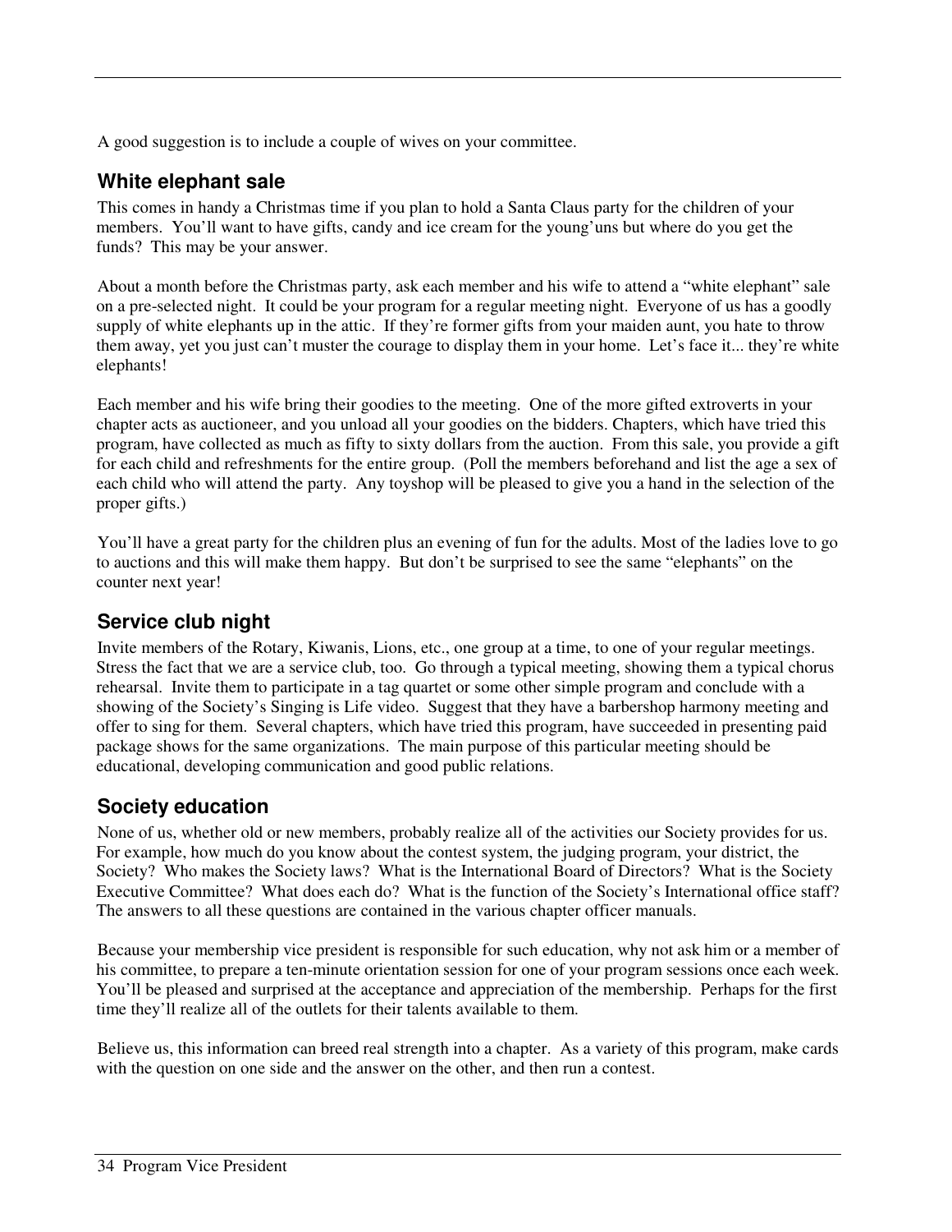A good suggestion is to include a couple of wives on your committee.

### White elephant sale

This comes in handy a Christmas time if you plan to hold a Santa Claus party for the children of your members. You'll want to have gifts, candy and ice cream for the young'uns but where do you get the funds? This may be your answer.

About a month before the Christmas party, ask each member and his wife to attend a "white elephant" sale on a pre-selected night. It could be your program for a regular meeting night. Everyone of us has a goodly supply of white elephants up in the attic. If they're former gifts from your maiden aunt, you hate to throw them away, yet you just can't muster the courage to display them in your home. Let's face it... they're white elephants!

Each member and his wife bring their goodies to the meeting. One of the more gifted extroverts in your chapter acts as auctioneer, and you unload all your goodies on the bidders. Chapters, which have tried this program, have collected as much as fifty to sixty dollars from the auction. From this sale, you provide a gift for each child and refreshments for the entire group. (Poll the members beforehand and list the age a sex of each child who will attend the party. Any toyshop will be pleased to give you a hand in the selection of the proper gifts.)

You'll have a great party for the children plus an evening of fun for the adults. Most of the ladies love to go to auctions and this will make them happy. But don't be surprised to see the same "elephants" on the counter next year!

### Service club night

Invite members of the Rotary, Kiwanis, Lions, etc., one group at a time, to one of your regular meetings. Stress the fact that we are a service club, too. Go through a typical meeting, showing them a typical chorus rehearsal. Invite them to participate in a tag quartet or some other simple program and conclude with a showing of the Society's Singing is Life video. Suggest that they have a barbershop harmony meeting and offer to sing for them. Several chapters, which have tried this program, have succeeded in presenting paid package shows for the same organizations. The main purpose of this particular meeting should be educational, developing communication and good public relations.

### Society education

None of us, whether old or new members, probably realize all of the activities our Society provides for us. For example, how much do you know about the contest system, the judging program, your district, the Society? Who makes the Society laws? What is the International Board of Directors? What is the Society Executive Committee? What does each do? What is the function of the Society's International office staff? The answers to all these questions are contained in the various chapter officer manuals.

Because your membership vice president is responsible for such education, why not ask him or a member of his committee, to prepare a ten-minute orientation session for one of your program sessions once each week. You'll be pleased and surprised at the acceptance and appreciation of the membership. Perhaps for the first time they'll realize all of the outlets for their talents available to them.

Believe us, this information can breed real strength into a chapter. As a variety of this program, make cards with the question on one side and the answer on the other, and then run a contest.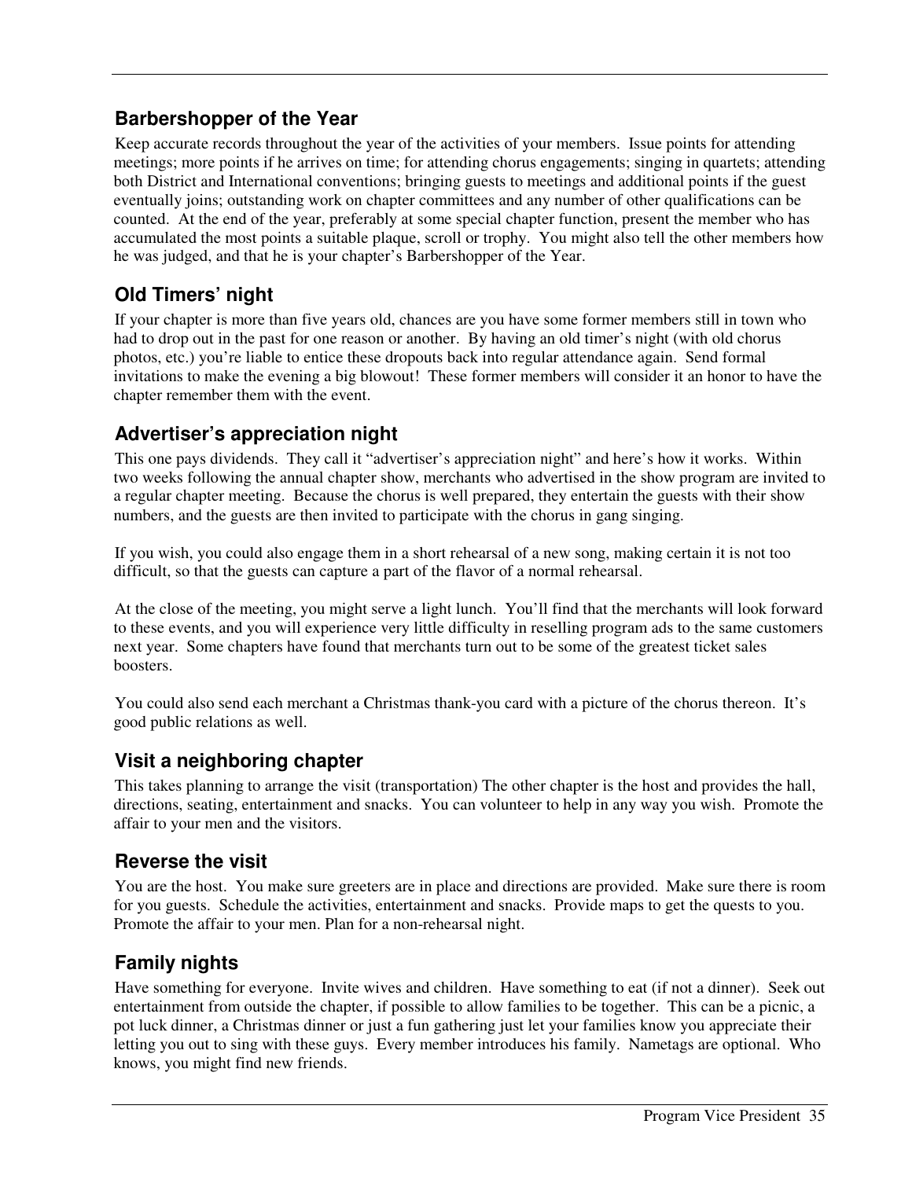## Barbershopper of the Year

Keep accurate records throughout the year of the activities of your members. Issue points for attending meetings; more points if he arrives on time; for attending chorus engagements; singing in quartets; attending both District and International conventions; bringing guests to meetings and additional points if the guest eventually joins; outstanding work on chapter committees and any number of other qualifications can be counted. At the end of the year, preferably at some special chapter function, present the member who has accumulated the most points a suitable plaque, scroll or trophy. You might also tell the other members how he was judged, and that he is your chapter's Barbershopper of the Year.

## Old Timers' night

If your chapter is more than five years old, chances are you have some former members still in town who had to drop out in the past for one reason or another. By having an old timer's night (with old chorus photos, etc.) you're liable to entice these dropouts back into regular attendance again. Send formal invitations to make the evening a big blowout! These former members will consider it an honor to have the chapter remember them with the event.

## Advertiser's appreciation night

This one pays dividends. They call it "advertiser's appreciation night" and here's how it works. Within two weeks following the annual chapter show, merchants who advertised in the show program are invited to a regular chapter meeting. Because the chorus is well prepared, they entertain the guests with their show numbers, and the guests are then invited to participate with the chorus in gang singing.

If you wish, you could also engage them in a short rehearsal of a new song, making certain it is not too difficult, so that the guests can capture a part of the flavor of a normal rehearsal.

At the close of the meeting, you might serve a light lunch. You'll find that the merchants will look forward to these events, and you will experience very little difficulty in reselling program ads to the same customers next year. Some chapters have found that merchants turn out to be some of the greatest ticket sales boosters.

You could also send each merchant a Christmas thank-you card with a picture of the chorus thereon. It's good public relations as well.

## Visit a neighboring chapter

This takes planning to arrange the visit (transportation) The other chapter is the host and provides the hall, directions, seating, entertainment and snacks. You can volunteer to help in any way you wish. Promote the affair to your men and the visitors.

## Reverse the visit

You are the host. You make sure greeters are in place and directions are provided. Make sure there is room for you guests. Schedule the activities, entertainment and snacks. Provide maps to get the quests to you. Promote the affair to your men. Plan for a non-rehearsal night.

## Family nights

Have something for everyone. Invite wives and children. Have something to eat (if not a dinner). Seek out entertainment from outside the chapter, if possible to allow families to be together. This can be a picnic, a pot luck dinner, a Christmas dinner or just a fun gathering just let your families know you appreciate their letting you out to sing with these guys. Every member introduces his family. Nametags are optional. Who knows, you might find new friends.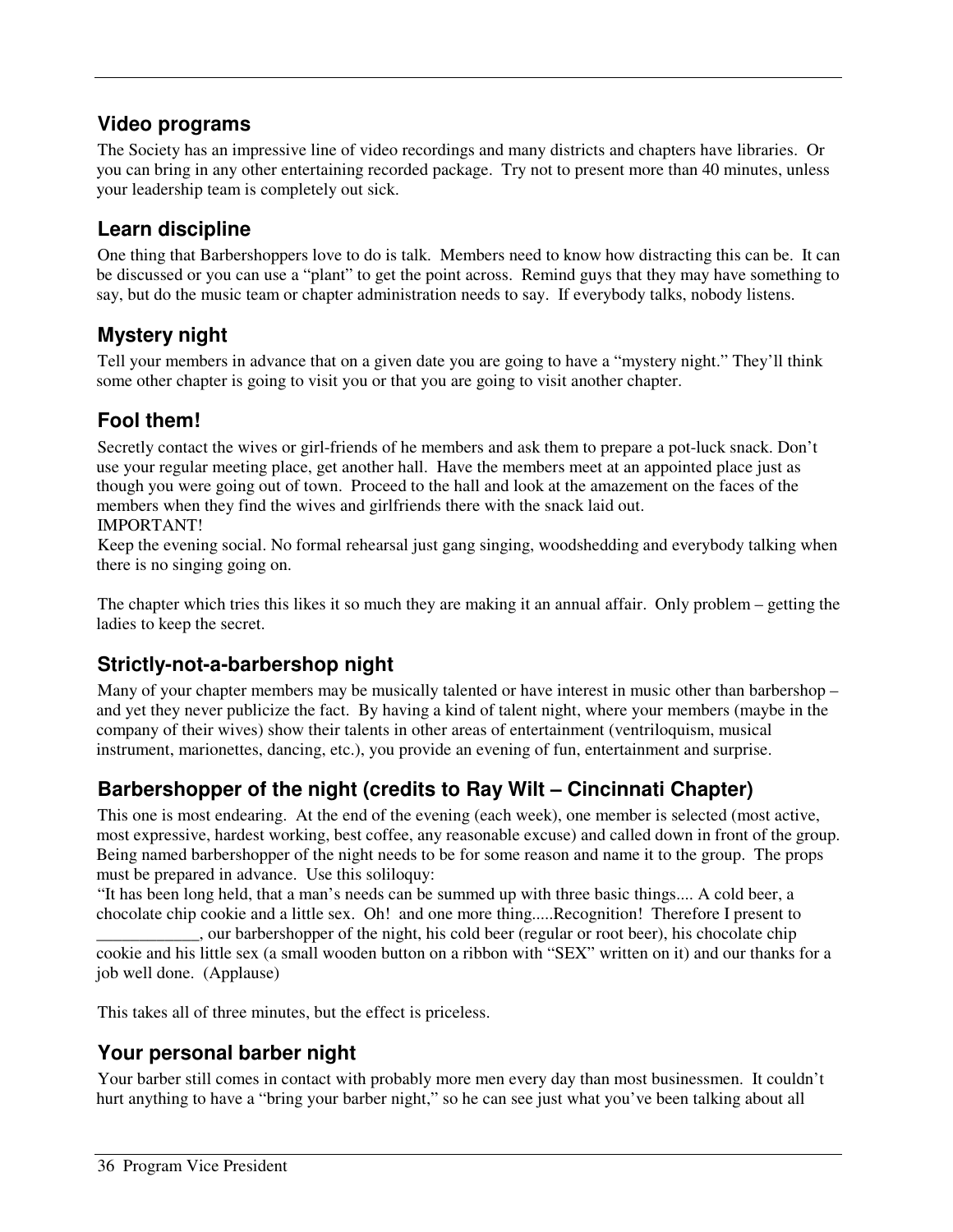## Video programs

The Society has an impressive line of video recordings and many districts and chapters have libraries. Or you can bring in any other entertaining recorded package. Try not to present more than 40 minutes, unless your leadership team is completely out sick.

## Learn discipline

One thing that Barbershoppers love to do is talk. Members need to know how distracting this can be. It can be discussed or you can use a "plant" to get the point across. Remind guys that they may have something to say, but do the music team or chapter administration needs to say. If everybody talks, nobody listens.

## Mystery night

Tell your members in advance that on a given date you are going to have a "mystery night." They'll think some other chapter is going to visit you or that you are going to visit another chapter.

## Fool them!

Secretly contact the wives or girl-friends of he members and ask them to prepare a pot-luck snack. Don't use your regular meeting place, get another hall. Have the members meet at an appointed place just as though you were going out of town. Proceed to the hall and look at the amazement on the faces of the members when they find the wives and girlfriends there with the snack laid out.
IMPORTANT!
Keep the evening social. No formal rehearsal just gang singing, woodshedding and everybody talking when there is no singing going on.

The chapter which tries this likes it so much they are making it an annual affair. Only problem – getting the ladies to keep the secret.

## Strictly-not-a-barbershop night

Many of your chapter members may be musically talented or have interest in music other than barbershop – and yet they never publicize the fact. By having a kind of talent night, where your members (maybe in the company of their wives) show their talents in other areas of entertainment (ventriloquism, musical instrument, marionettes, dancing, etc.), you provide an evening of fun, entertainment and surprise.

## Barbershopper of the night (credits to Ray Wilt – Cincinnati Chapter)

This one is most endearing. At the end of the evening (each week), one member is selected (most active, most expressive, hardest working, best coffee, any reasonable excuse) and called down in front of the group. Being named barbershopper of the night needs to be for some reason and name it to the group. The props must be prepared in advance. Use this soliloquy:
"It has been long held, that a man's needs can be summed up with three basic things.... A cold beer, a chocolate chip cookie and a little sex. Oh! and one more thing.....Recognition! Therefore I present to ____________, our barbershopper of the night, his cold beer (regular or root beer), his chocolate chip cookie and his little sex (a small wooden button on a ribbon with "SEX" written on it) and our thanks for a job well done. (Applause)

This takes all of three minutes, but the effect is priceless.

## Your personal barber night

Your barber still comes in contact with probably more men every day than most businessmen. It couldn't hurt anything to have a "bring your barber night," so he can see just what you've been talking about all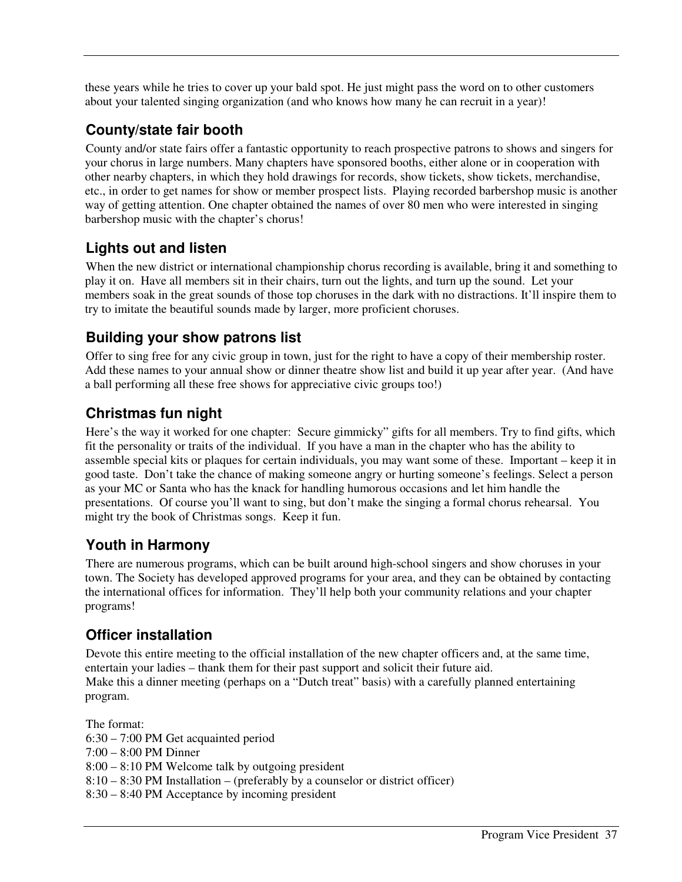these years while he tries to cover up your bald spot. He just might pass the word on to other customers about your talented singing organization (and who knows how many he can recruit in a year)!

### County/state fair booth

County and/or state fairs offer a fantastic opportunity to reach prospective patrons to shows and singers for your chorus in large numbers. Many chapters have sponsored booths, either alone or in cooperation with other nearby chapters, in which they hold drawings for records, show tickets, show tickets, merchandise, etc., in order to get names for show or member prospect lists. Playing recorded barbershop music is another way of getting attention. One chapter obtained the names of over 80 men who were interested in singing barbershop music with the chapter's chorus!

### Lights out and listen

When the new district or international championship chorus recording is available, bring it and something to play it on. Have all members sit in their chairs, turn out the lights, and turn up the sound. Let your members soak in the great sounds of those top choruses in the dark with no distractions. It'll inspire them to try to imitate the beautiful sounds made by larger, more proficient choruses.

### Building your show patrons list

Offer to sing free for any civic group in town, just for the right to have a copy of their membership roster. Add these names to your annual show or dinner theatre show list and build it up year after year. (And have a ball performing all these free shows for appreciative civic groups too!)

### Christmas fun night

Here's the way it worked for one chapter: Secure gimmicky" gifts for all members. Try to find gifts, which fit the personality or traits of the individual. If you have a man in the chapter who has the ability to assemble special kits or plaques for certain individuals, you may want some of these. Important – keep it in good taste. Don't take the chance of making someone angry or hurting someone's feelings. Select a person as your MC or Santa who has the knack for handling humorous occasions and let him handle the presentations. Of course you'll want to sing, but don't make the singing a formal chorus rehearsal. You might try the book of Christmas songs. Keep it fun.

### Youth in Harmony

There are numerous programs, which can be built around high-school singers and show choruses in your town. The Society has developed approved programs for your area, and they can be obtained by contacting the international offices for information. They'll help both your community relations and your chapter programs!

### Officer installation

Devote this entire meeting to the official installation of the new chapter officers and, at the same time, entertain your ladies – thank them for their past support and solicit their future aid.
Make this a dinner meeting (perhaps on a "Dutch treat" basis) with a carefully planned entertaining program.

The format:
6:30 – 7:00 PM Get acquainted period
7:00 – 8:00 PM Dinner
8:00 – 8:10 PM Welcome talk by outgoing president
8:10 – 8:30 PM Installation – (preferably by a counselor or district officer)
8:30 – 8:40 PM Acceptance by incoming president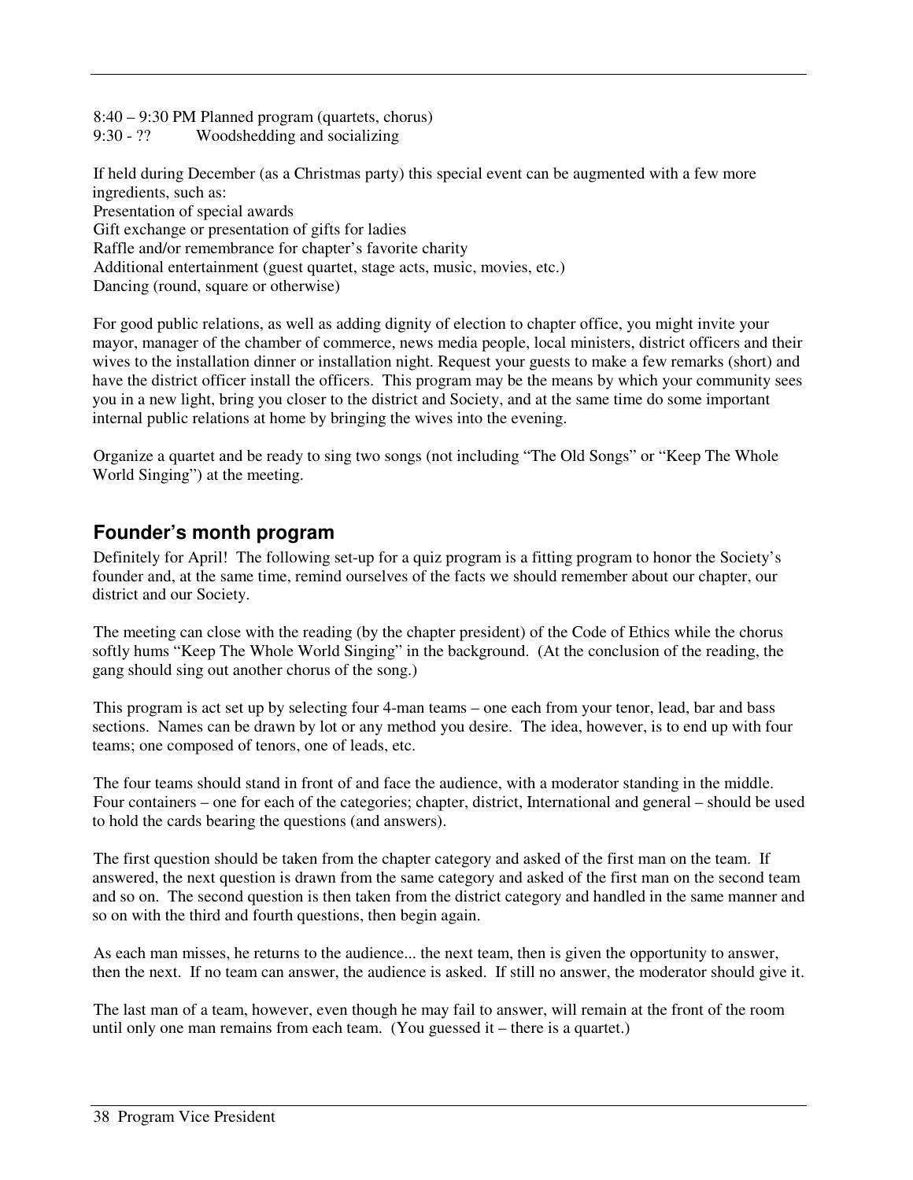8:40 – 9:30 PM Planned program (quartets, chorus)
9:30 - ?? Woodshedding and socializing

If held during December (as a Christmas party) this special event can be augmented with a few more ingredients, such as:
Presentation of special awards
Gift exchange or presentation of gifts for ladies
Raffle and/or remembrance for chapter's favorite charity
Additional entertainment (guest quartet, stage acts, music, movies, etc.)
Dancing (round, square or otherwise)

For good public relations, as well as adding dignity of election to chapter office, you might invite your mayor, manager of the chamber of commerce, news media people, local ministers, district officers and their wives to the installation dinner or installation night. Request your guests to make a few remarks (short) and have the district officer install the officers. This program may be the means by which your community sees you in a new light, bring you closer to the district and Society, and at the same time do some important internal public relations at home by bringing the wives into the evening.

Organize a quartet and be ready to sing two songs (not including "The Old Songs" or "Keep The Whole World Singing") at the meeting.

## Founder's month program

Definitely for April! The following set-up for a quiz program is a fitting program to honor the Society's founder and, at the same time, remind ourselves of the facts we should remember about our chapter, our district and our Society.

The meeting can close with the reading (by the chapter president) of the Code of Ethics while the chorus softly hums "Keep The Whole World Singing" in the background. (At the conclusion of the reading, the gang should sing out another chorus of the song.)

This program is act set up by selecting four 4-man teams – one each from your tenor, lead, bar and bass sections. Names can be drawn by lot or any method you desire. The idea, however, is to end up with four teams; one composed of tenors, one of leads, etc.

The four teams should stand in front of and face the audience, with a moderator standing in the middle. Four containers – one for each of the categories; chapter, district, International and general – should be used to hold the cards bearing the questions (and answers).

The first question should be taken from the chapter category and asked of the first man on the team. If answered, the next question is drawn from the same category and asked of the first man on the second team and so on. The second question is then taken from the district category and handled in the same manner and so on with the third and fourth questions, then begin again.

As each man misses, he returns to the audience... the next team, then is given the opportunity to answer, then the next. If no team can answer, the audience is asked. If still no answer, the moderator should give it.

The last man of a team, however, even though he may fail to answer, will remain at the front of the room until only one man remains from each team. (You guessed it – there is a quartet.)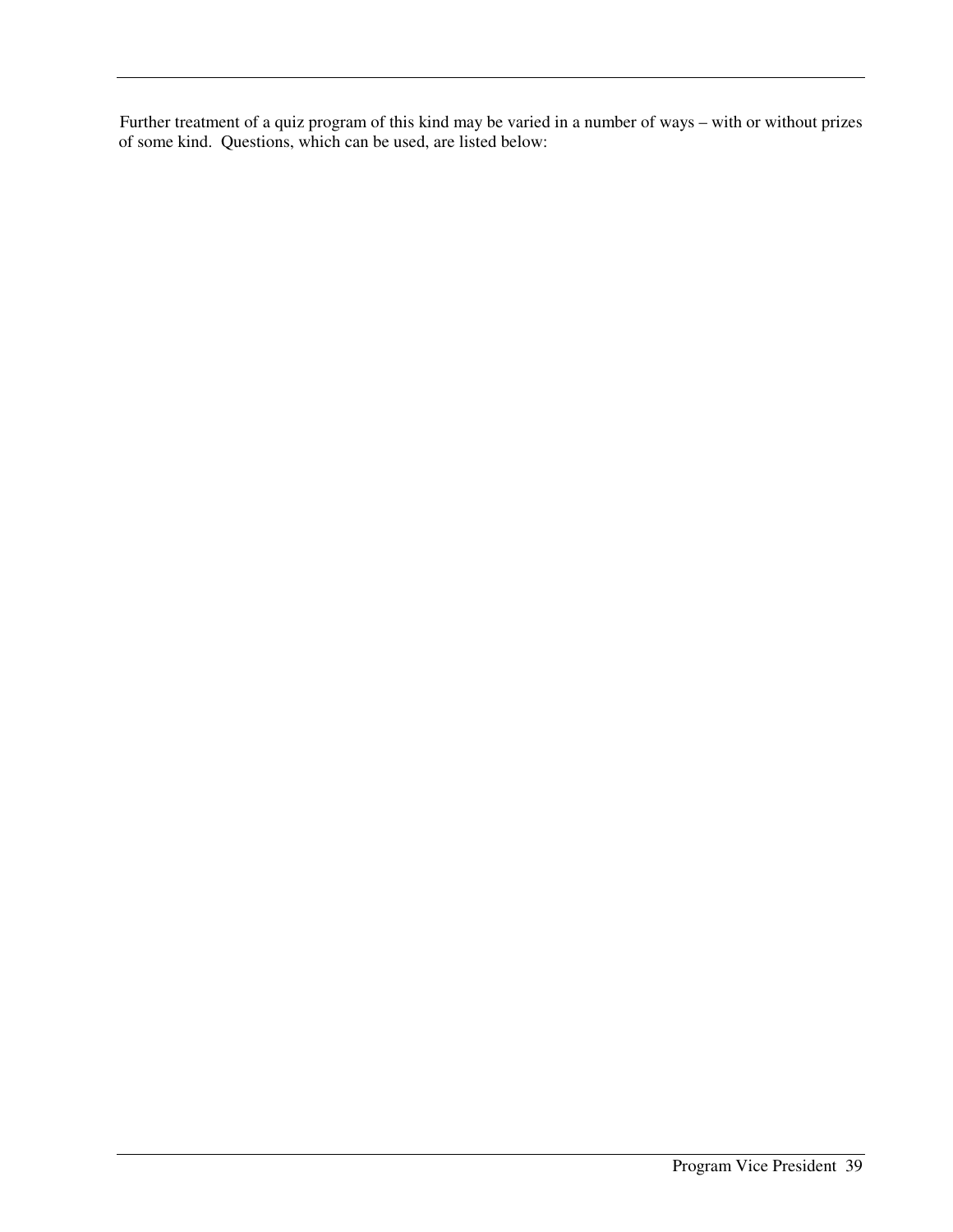Further treatment of a quiz program of this kind may be varied in a number of ways – with or without prizes of some kind. Questions, which can be used, are listed below: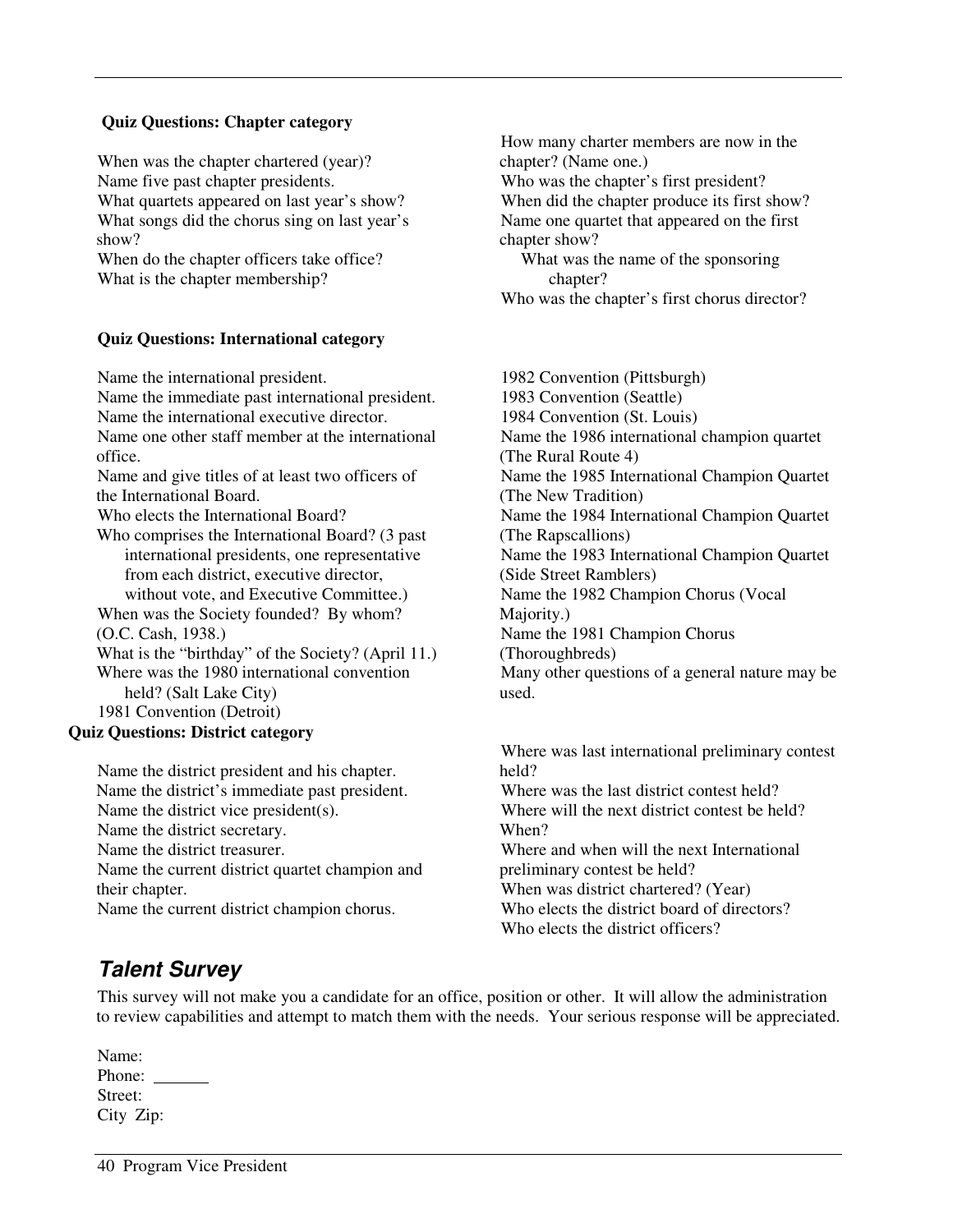**Quiz Questions: Chapter category**

When was the chapter chartered (year)?
Name five past chapter presidents.
What quartets appeared on last year's show?
What songs did the chorus sing on last year's show?
When do the chapter officers take office?
What is the chapter membership?
How many charter members are now in the chapter? (Name one.)
Who was the chapter's first president?
When did the chapter produce its first show?
Name one quartet that appeared on the first chapter show?
What was the name of the sponsoring chapter?
Who was the chapter's first chorus director?

**Quiz Questions: International category**

Name the international president.
Name the immediate past international president.
Name the international executive director.
Name one other staff member at the international office.
Name and give titles of at least two officers of the International Board.
Who elects the International Board?
Who comprises the International Board? (3 past international presidents, one representative from each district, executive director, without vote, and Executive Committee.)
When was the Society founded? By whom? (O.C. Cash, 1938.)
What is the "birthday" of the Society? (April 11.)
Where was the 1980 international convention held? (Salt Lake City)
1981 Convention (Detroit)
1982 Convention (Pittsburgh)
1983 Convention (Seattle)
1984 Convention (St. Louis)
Name the 1986 international champion quartet (The Rural Route 4)
Name the 1985 International Champion Quartet (The New Tradition)
Name the 1984 International Champion Quartet (The Rapscallions)
Name the 1983 International Champion Quartet (Side Street Ramblers)
Name the 1982 Champion Chorus (Vocal Majority.)
Name the 1981 Champion Chorus (Thoroughbreds)
Many other questions of a general nature may be used.

**Quiz Questions: District category**

Name the district president and his chapter.
Name the district's immediate past president.
Name the district vice president(s).
Name the district secretary.
Name the district treasurer.
Name the current district quartet champion and their chapter.
Name the current district champion chorus.
Where was last international preliminary contest held?
Where was the last district contest held?
Where will the next district contest be held? When?
Where and when will the next International preliminary contest be held?
When was district chartered? (Year)
Who elects the district board of directors?
Who elects the district officers?

## *Talent Survey*

This survey will not make you a candidate for an office, position or other. It will allow the administration to review capabilities and attempt to match them with the needs. Your serious response will be appreciated.

Name:
Phone: ______
Street:
City Zip: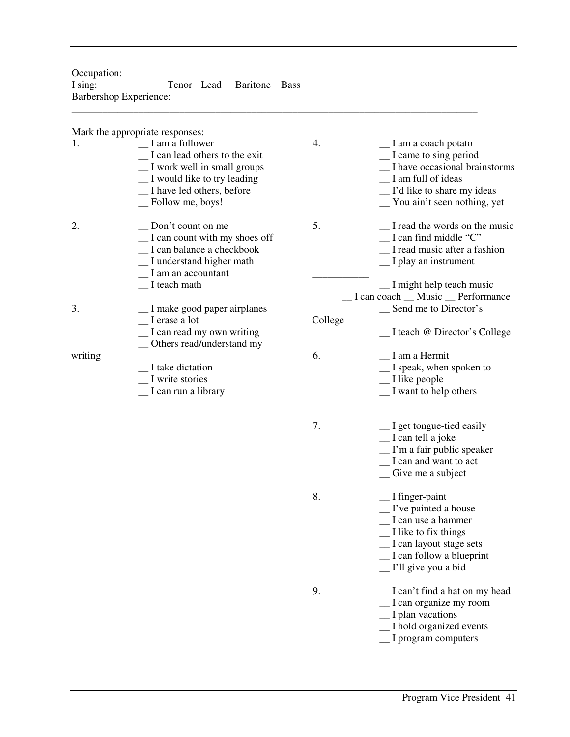Occupation:

I sing: Tenor Lead Baritone Bass

Barbershop Experience:____________

---

Mark the appropriate responses:

1.
- __ I am a follower
- __ I can lead others to the exit
- __ I work well in small groups
- __ I would like to try leading
- __ I have led others, before
- __ Follow me, boys!

2.
- __ Don't count on me
- __ I can count with my shoes off
- __ I can balance a checkbook
- __ I understand higher math
- __ I am an accountant
- __ I teach math

3.
- __ I make good paper airplanes
- __ I erase a lot
- __ I can read my own writing
- __ Others read/understand my writing
- __ I take dictation
- __ I write stories
- __ I can run a library

4.
- __ I am a coach potato
- __ I came to sing period
- __ I have occasional brainstorms
- __ I am full of ideas
- __ I'd like to share my ideas
- __ You ain't seen nothing, yet

5.
- __ I read the words on the music
- __ I can find middle "C"
- __ I read music after a fashion
- __ I play an instrument

___________

- __ I might help teach music
- __ I can coach __ Music __ Performance
- __ Send me to Director's College
- __ I teach @ Director's College

6.
- __ I am a Hermit
- __ I speak, when spoken to
- __ I like people
- __ I want to help others

7.
- __ I get tongue-tied easily
- __ I can tell a joke
- __ I'm a fair public speaker
- __ I can and want to act
- __ Give me a subject

8.
- __ I finger-paint
- __ I've painted a house
- __ I can use a hammer
- __ I like to fix things
- __ I can layout stage sets
- __ I can follow a blueprint
- __ I'll give you a bid

9.
- __ I can't find a hat on my head
- __ I can organize my room
- __ I plan vacations
- __ I hold organized events
- __ I program computers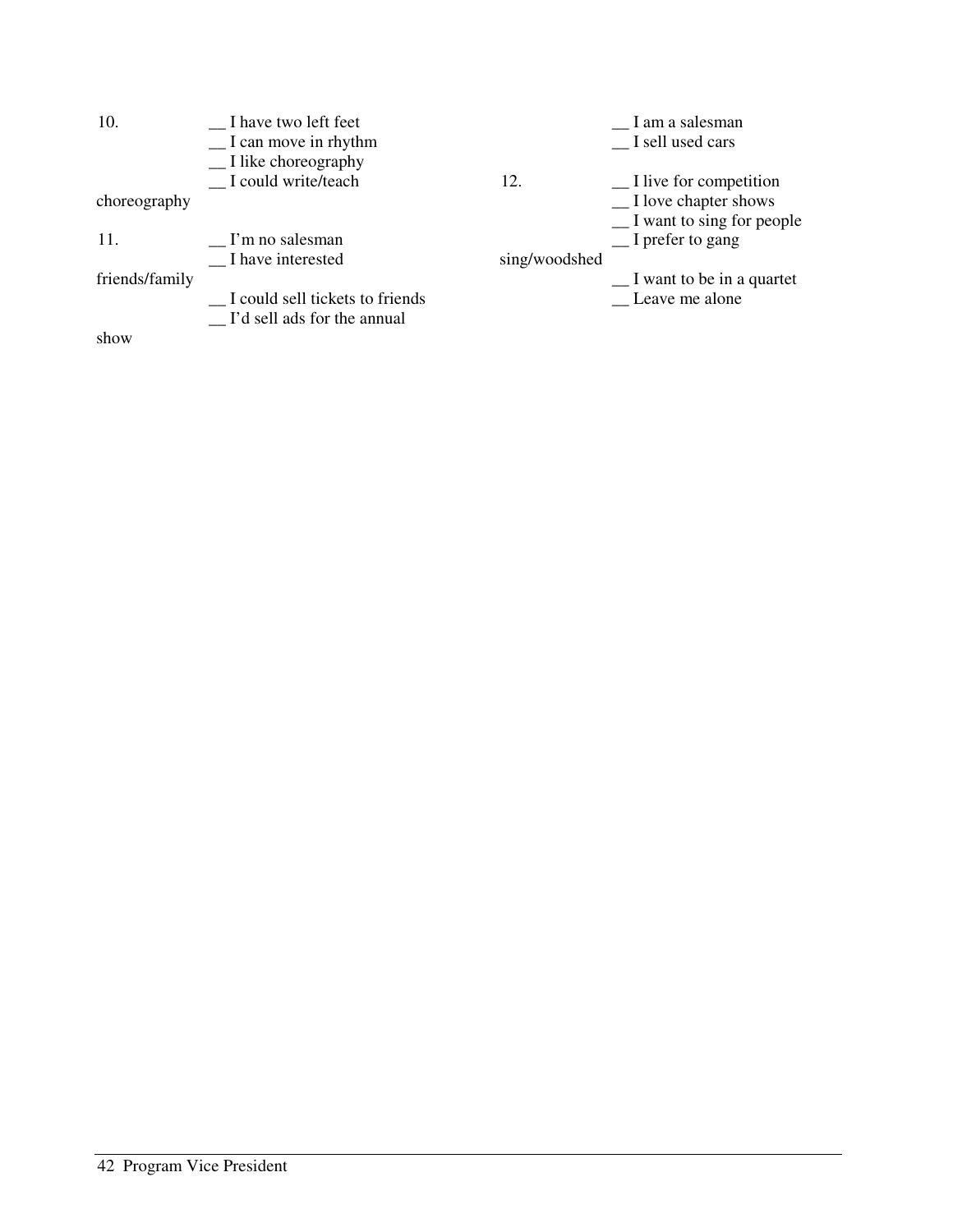10.
- __ I have two left feet
- __ I can move in rhythm
- __ I like choreography
- __ I could write/teach choreography

11.
- __ I'm no salesman
- __ I have interested friends/family
- __ I could sell tickets to friends
- __ I'd sell ads for the annual show
- __ I am a salesman
- __ I sell used cars

12.
- __ I live for competition
- __ I love chapter shows
- __ I want to sing for people
- __ I prefer to gang sing/woodshed
- __ I want to be in a quartet
- __ Leave me alone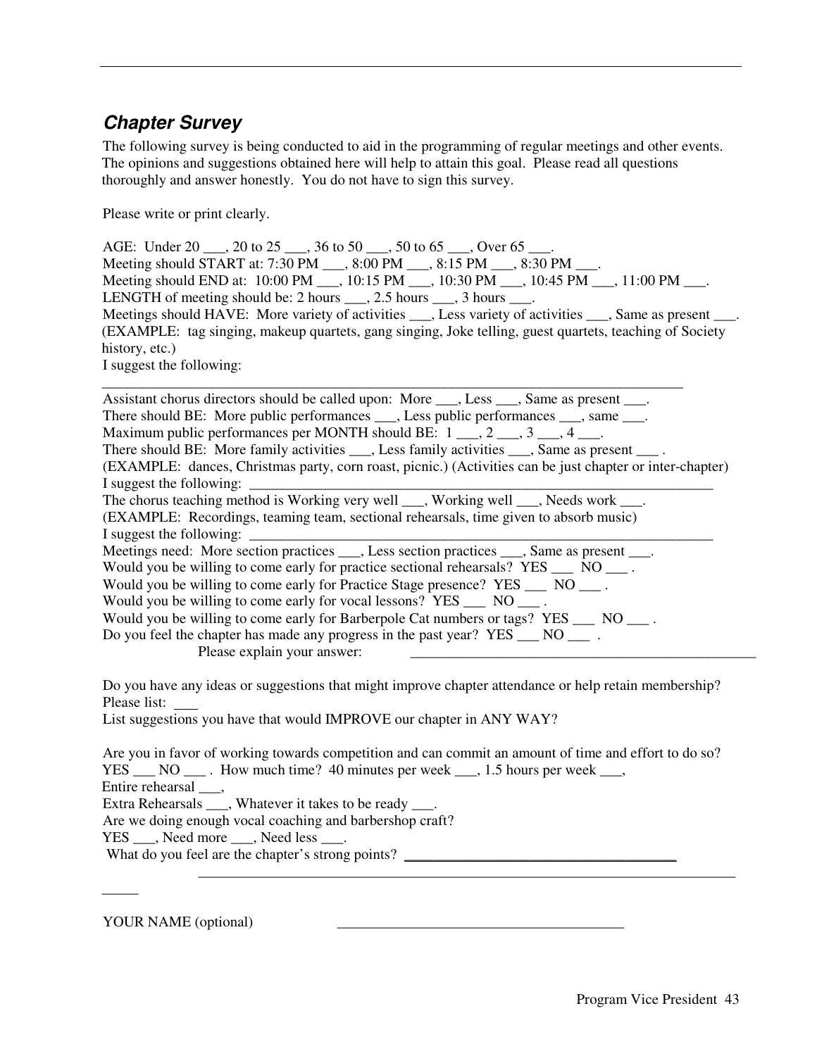### ***Chapter Survey***

The following survey is being conducted to aid in the programming of regular meetings and other events. The opinions and suggestions obtained here will help to attain this goal. Please read all questions thoroughly and answer honestly. You do not have to sign this survey.

Please write or print clearly.

AGE: Under 20 ___, 20 to 25 ___, 36 to 50 ___, 50 to 65 ___, Over 65 ___.
Meeting should START at: 7:30 PM ___, 8:00 PM ___, 8:15 PM ___, 8:30 PM ___.
Meeting should END at: 10:00 PM ___, 10:15 PM ___, 10:30 PM ___, 10:45 PM ___, 11:00 PM ___.
LENGTH of meeting should be: 2 hours ___, 2.5 hours ___, 3 hours ___.
Meetings should HAVE: More variety of activities ___, Less variety of activities ___, Same as present ___.
(EXAMPLE: tag singing, makeup quartets, gang singing, Joke telling, guest quartets, teaching of Society history, etc.)
I suggest the following:
_______________________________________________________________________
Assistant chorus directors should be called upon: More ___, Less ___, Same as present ___.
There should BE: More public performances ___, Less public performances ___, same ___.
Maximum public performances per MONTH should BE: 1 ___, 2 ___, 3 ___, 4 ___.
There should BE: More family activities ___, Less family activities ___, Same as present ___ .
(EXAMPLE: dances, Christmas party, corn roast, picnic.) (Activities can be just chapter or inter-chapter)
I suggest the following: ___________________________________________________________
The chorus teaching method is Working very well ___, Working well ___, Needs work ___.
(EXAMPLE: Recordings, teaming team, sectional rehearsals, time given to absorb music)
I suggest the following: ___________________________________________________________
Meetings need: More section practices ___, Less section practices ___, Same as present ___.
Would you be willing to come early for practice sectional rehearsals? YES ___ NO ___ .
Would you be willing to come early for Practice Stage presence? YES ___ NO ___ .
Would you be willing to come early for vocal lessons? YES ___ NO ___ .
Would you be willing to come early for Barberpole Cat numbers or tags? YES ___ NO ___ .
Do you feel the chapter has made any progress in the past year? YES ___ NO ___ .
Please explain your answer: ____________________________________________

Do you have any ideas or suggestions that might improve chapter attendance or help retain membership?
Please list: ___
List suggestions you have that would IMPROVE our chapter in ANY WAY?

Are you in favor of working towards competition and can commit an amount of time and effort to do so?
YES ___ NO ___ . How much time? 40 minutes per week ___, 1.5 hours per week ___,
Entire rehearsal ___,
Extra Rehearsals ___, Whatever it takes to be ready ___.
Are we doing enough vocal coaching and barbershop craft?
YES ___, Need more ___, Need less ___.
What do you feel are the chapter's strong points? ___________________________________
_______________________________________________________________________

YOUR NAME (optional) ______________________________________